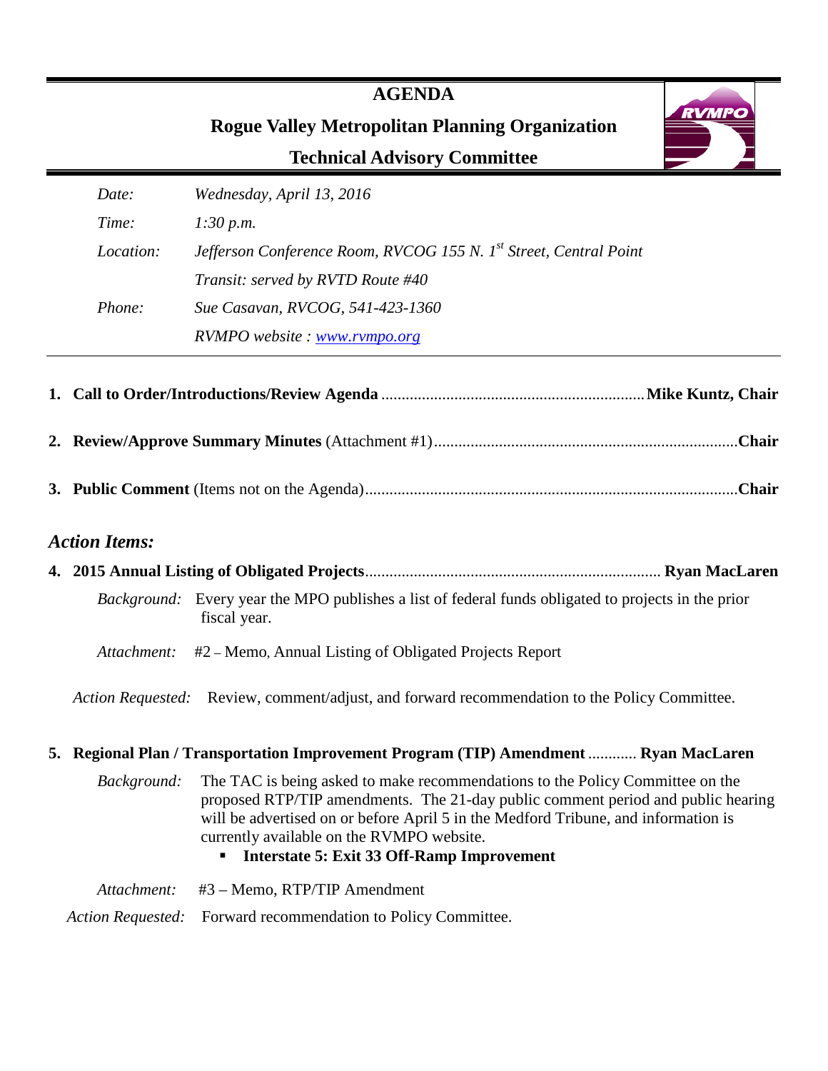# AGENDA

## Rogue Valley Metropolitan Planning Organization

## Technical Advisory Committee

| | |
|---|---|
| *Date:* | *Wednesday, April 13, 2016* |
| *Time:* | *1:30 p.m.* |
| *Location:* | *Jefferson Conference Room, RVCOG 155 N. 1st Street, Central Point* |
| | *Transit: served by RVTD Route #40* |
| *Phone:* | *Sue Casavan, RVCOG, 541-423-1360* |
| | *RVMPO website : www.rvmpo.org* |

1. **Call to Order/Introductions/Review Agenda** ................................................................ **Mike Kuntz, Chair**

2. **Review/Approve Summary Minutes** (Attachment #1)........................................................................... **Chair**

3. **Public Comment** (Items not on the Agenda)............................................................................................ **Chair**

### *Action Items:*

4. **2015 Annual Listing of Obligated Projects**......................................................................... **Ryan MacLaren**

   *Background:* Every year the MPO publishes a list of federal funds obligated to projects in the prior fiscal year.

   *Attachment:* #2 – Memo, Annual Listing of Obligated Projects Report

   *Action Requested:* Review, comment/adjust, and forward recommendation to the Policy Committee.

5. **Regional Plan / Transportation Improvement Program (TIP) Amendment** ............ **Ryan MacLaren**

   *Background:* The TAC is being asked to make recommendations to the Policy Committee on the proposed RTP/TIP amendments. The 21-day public comment period and public hearing will be advertised on or before April 5 in the Medford Tribune, and information is currently available on the RVMPO website.

   - **Interstate 5: Exit 33 Off-Ramp Improvement**

   *Attachment:* #3 – Memo, RTP/TIP Amendment

   *Action Requested:* Forward recommendation to Policy Committee.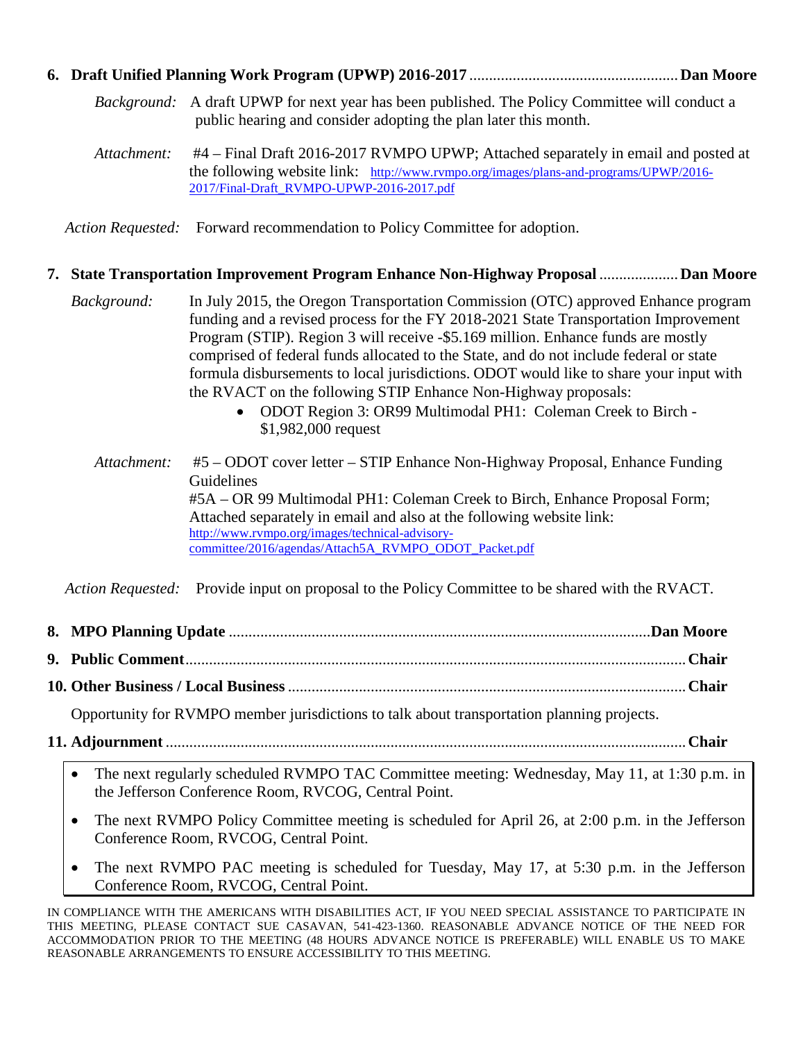**6. Draft Unified Planning Work Program (UPWP) 2016-2017 .................................................... Dan Moore**

*Background:* A draft UPWP for next year has been published. The Policy Committee will conduct a public hearing and consider adopting the plan later this month.

*Attachment:* #4 – Final Draft 2016-2017 RVMPO UPWP; Attached separately in email and posted at the following website link: http://www.rvmpo.org/images/plans-and-programs/UPWP/2016-2017/Final-Draft_RVMPO-UPWP-2016-2017.pdf

*Action Requested:* Forward recommendation to Policy Committee for adoption.

**7. State Transportation Improvement Program Enhance Non-Highway Proposal .................... Dan Moore**

*Background:* In July 2015, the Oregon Transportation Commission (OTC) approved Enhance program funding and a revised process for the FY 2018-2021 State Transportation Improvement Program (STIP). Region 3 will receive -$5.169 million. Enhance funds are mostly comprised of federal funds allocated to the State, and do not include federal or state formula disbursements to local jurisdictions. ODOT would like to share your input with the RVACT on the following STIP Enhance Non-Highway proposals:

- ODOT Region 3: OR99 Multimodal PH1: Coleman Creek to Birch - $1,982,000 request

*Attachment:* #5 – ODOT cover letter – STIP Enhance Non-Highway Proposal, Enhance Funding Guidelines
#5A – OR 99 Multimodal PH1: Coleman Creek to Birch, Enhance Proposal Form; Attached separately in email and also at the following website link: http://www.rvmpo.org/images/technical-advisory-committee/2016/agendas/Attach5A_RVMPO_ODOT_Packet.pdf

*Action Requested:* Provide input on proposal to the Policy Committee to be shared with the RVACT.

**8. MPO Planning Update ........................................................................................................ Dan Moore**

**9. Public Comment ........................................................................................................................ Chair**

**10. Other Business / Local Business ............................................................................................ Chair**

Opportunity for RVMPO member jurisdictions to talk about transportation planning projects.

**11. Adjournment ............................................................................................................................ Chair**

- The next regularly scheduled RVMPO TAC Committee meeting: Wednesday, May 11, at 1:30 p.m. in the Jefferson Conference Room, RVCOG, Central Point.
- The next RVMPO Policy Committee meeting is scheduled for April 26, at 2:00 p.m. in the Jefferson Conference Room, RVCOG, Central Point.
- The next RVMPO PAC meeting is scheduled for Tuesday, May 17, at 5:30 p.m. in the Jefferson Conference Room, RVCOG, Central Point.

IN COMPLIANCE WITH THE AMERICANS WITH DISABILITIES ACT, IF YOU NEED SPECIAL ASSISTANCE TO PARTICIPATE IN THIS MEETING, PLEASE CONTACT SUE CASAVAN, 541-423-1360. REASONABLE ADVANCE NOTICE OF THE NEED FOR ACCOMMODATION PRIOR TO THE MEETING (48 HOURS ADVANCE NOTICE IS PREFERABLE) WILL ENABLE US TO MAKE REASONABLE ARRANGEMENTS TO ENSURE ACCESSIBILITY TO THIS MEETING.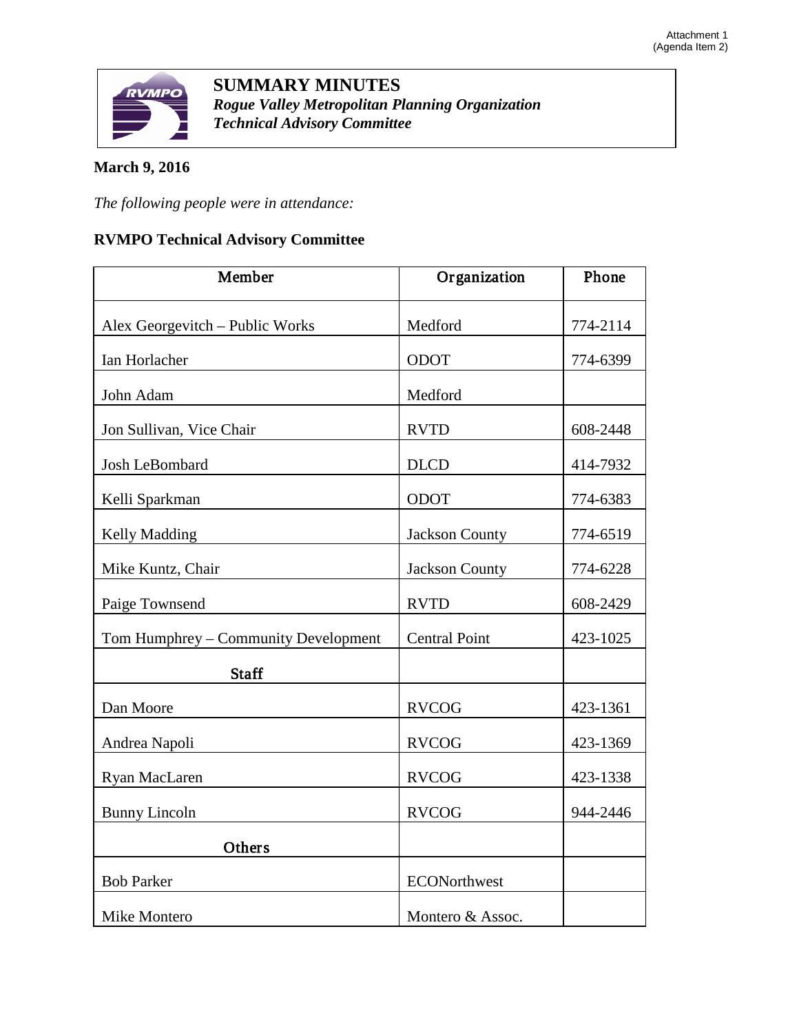Attachment 1
(Agenda Item 2)

# SUMMARY MINUTES

***Rogue Valley Metropolitan Planning Organization***
***Technical Advisory Committee***

**March 9, 2016**

*The following people were in attendance:*

## RVMPO Technical Advisory Committee

| Member | Organization | Phone |
|---|---|---|
| Alex Georgevitch – Public Works | Medford | 774-2114 |
| Ian Horlacher | ODOT | 774-6399 |
| John Adam | Medford | |
| Jon Sullivan, Vice Chair | RVTD | 608-2448 |
| Josh LeBombard | DLCD | 414-7932 |
| Kelli Sparkman | ODOT | 774-6383 |
| Kelly Madding | Jackson County | 774-6519 |
| Mike Kuntz, Chair | Jackson County | 774-6228 |
| Paige Townsend | RVTD | 608-2429 |
| Tom Humphrey – Community Development | Central Point | 423-1025 |
| **Staff** | | |
| Dan Moore | RVCOG | 423-1361 |
| Andrea Napoli | RVCOG | 423-1369 |
| Ryan MacLaren | RVCOG | 423-1338 |
| Bunny Lincoln | RVCOG | 944-2446 |
| **Others** | | |
| Bob Parker | ECONorthwest | |
| Mike Montero | Montero & Assoc. | |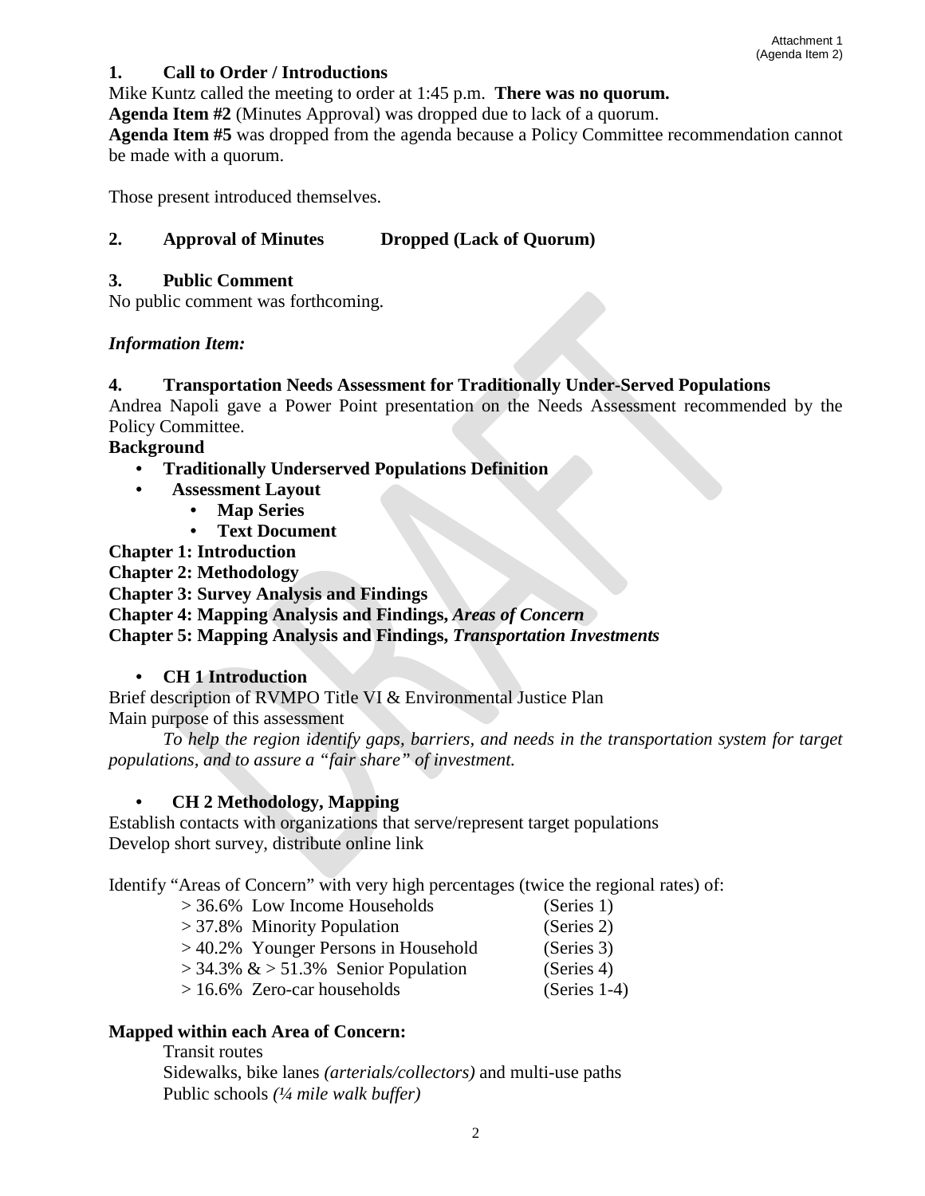Attachment 1
(Agenda Item 2)

**1. Call to Order / Introductions**

Mike Kuntz called the meeting to order at 1:45 p.m. **There was no quorum.**

**Agenda Item #2** (Minutes Approval) was dropped due to lack of a quorum.

**Agenda Item #5** was dropped from the agenda because a Policy Committee recommendation cannot be made with a quorum.

Those present introduced themselves.

**2. Approval of Minutes Dropped (Lack of Quorum)**

**3. Public Comment**

No public comment was forthcoming.

***Information Item:***

**4. Transportation Needs Assessment for Traditionally Under-Served Populations**

Andrea Napoli gave a Power Point presentation on the Needs Assessment recommended by the Policy Committee.

**Background**

- **Traditionally Underserved Populations Definition**
- **Assessment Layout**
  - **Map Series**
  - **Text Document**

**Chapter 1: Introduction**

**Chapter 2: Methodology**

**Chapter 3: Survey Analysis and Findings**

**Chapter 4: Mapping Analysis and Findings,** ***Areas of Concern***

**Chapter 5: Mapping Analysis and Findings,** ***Transportation Investments***

- **CH 1 Introduction**

Brief description of RVMPO Title VI & Environmental Justice Plan

Main purpose of this assessment

*To help the region identify gaps, barriers, and needs in the transportation system for target populations, and to assure a "fair share" of investment.*

- **CH 2 Methodology, Mapping**

Establish contacts with organizations that serve/represent target populations

Develop short survey, distribute online link

Identify "Areas of Concern" with very high percentages (twice the regional rates) of:

| | |
|---|---|
| > 36.6% Low Income Households | (Series 1) |
| > 37.8% Minority Population | (Series 2) |
| > 40.2% Younger Persons in Household | (Series 3) |
| > 34.3% & > 51.3% Senior Population | (Series 4) |
| > 16.6% Zero-car households | (Series 1-4) |

**Mapped within each Area of Concern:**

Transit routes

Sidewalks, bike lanes *(arterials/collectors)* and multi-use paths

Public schools *(¼ mile walk buffer)*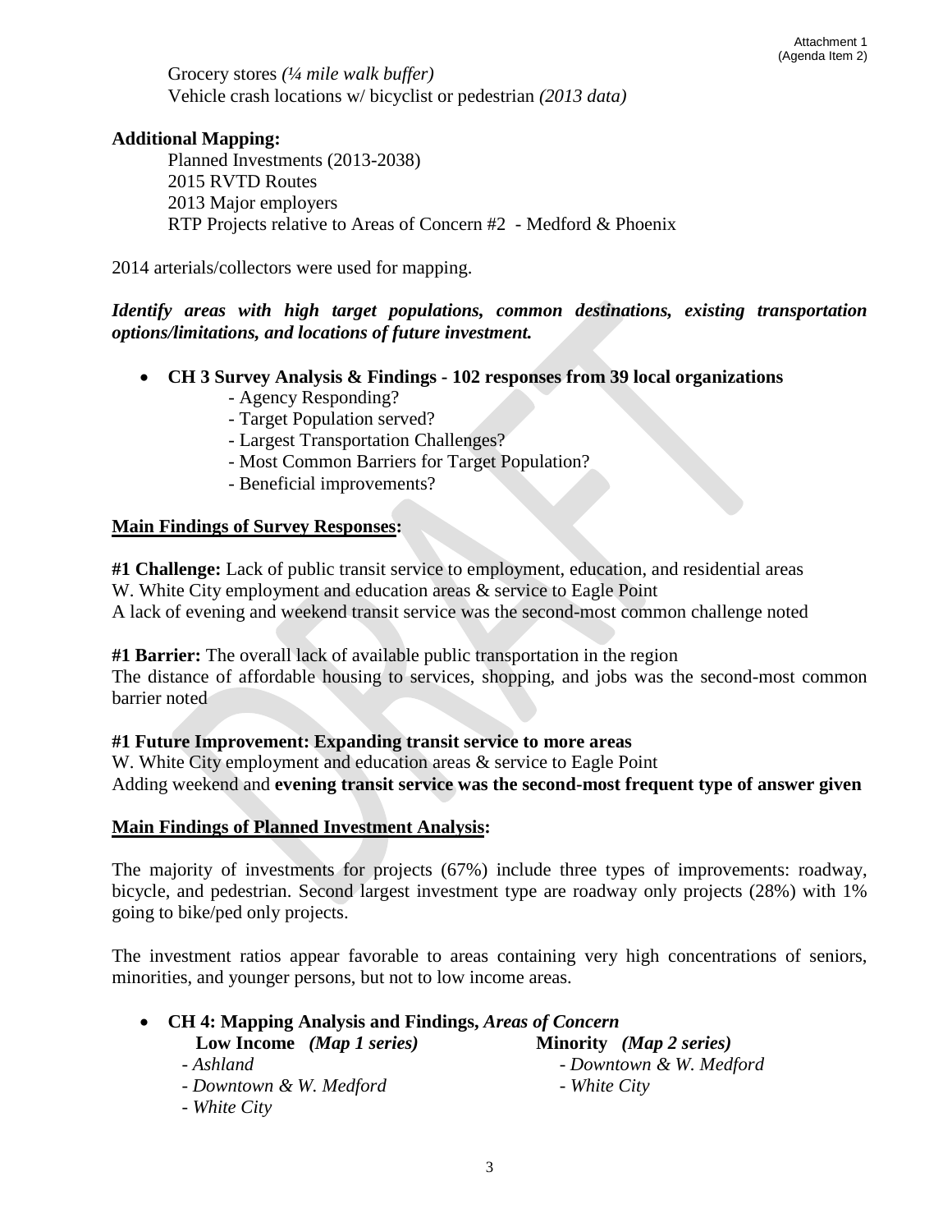Grocery stores *(¼ mile walk buffer)*
Vehicle crash locations w/ bicyclist or pedestrian *(2013 data)*

**Additional Mapping:**

Planned Investments (2013-2038)
2015 RVTD Routes
2013 Major employers
RTP Projects relative to Areas of Concern #2 - Medford & Phoenix

2014 arterials/collectors were used for mapping.

***Identify areas with high target populations, common destinations, existing transportation options/limitations, and locations of future investment.***

- **CH 3 Survey Analysis & Findings - 102 responses from 39 local organizations**
  - Agency Responding?
  - Target Population served?
  - Largest Transportation Challenges?
  - Most Common Barriers for Target Population?
  - Beneficial improvements?

**<u>Main Findings of Survey Responses</u>:**

**#1 Challenge:** Lack of public transit service to employment, education, and residential areas
W. White City employment and education areas & service to Eagle Point
A lack of evening and weekend transit service was the second-most common challenge noted

**#1 Barrier:** The overall lack of available public transportation in the region
The distance of affordable housing to services, shopping, and jobs was the second-most common barrier noted

**#1 Future Improvement: Expanding transit service to more areas**
W. White City employment and education areas & service to Eagle Point
Adding weekend and **evening transit service was the second-most frequent type of answer given**

**<u>Main Findings of Planned Investment Analysis</u>:**

The majority of investments for projects (67%) include three types of improvements: roadway, bicycle, and pedestrian. Second largest investment type are roadway only projects (28%) with 1% going to bike/ped only projects.

The investment ratios appear favorable to areas containing very high concentrations of seniors, minorities, and younger persons, but not to low income areas.

- **CH 4: Mapping Analysis and Findings, *Areas of Concern***

**Low Income** *(Map 1 series)*
- *Ashland*
- *Downtown & W. Medford*
- *White City*

**Minority** *(Map 2 series)*
- *Downtown & W. Medford*
- *White City*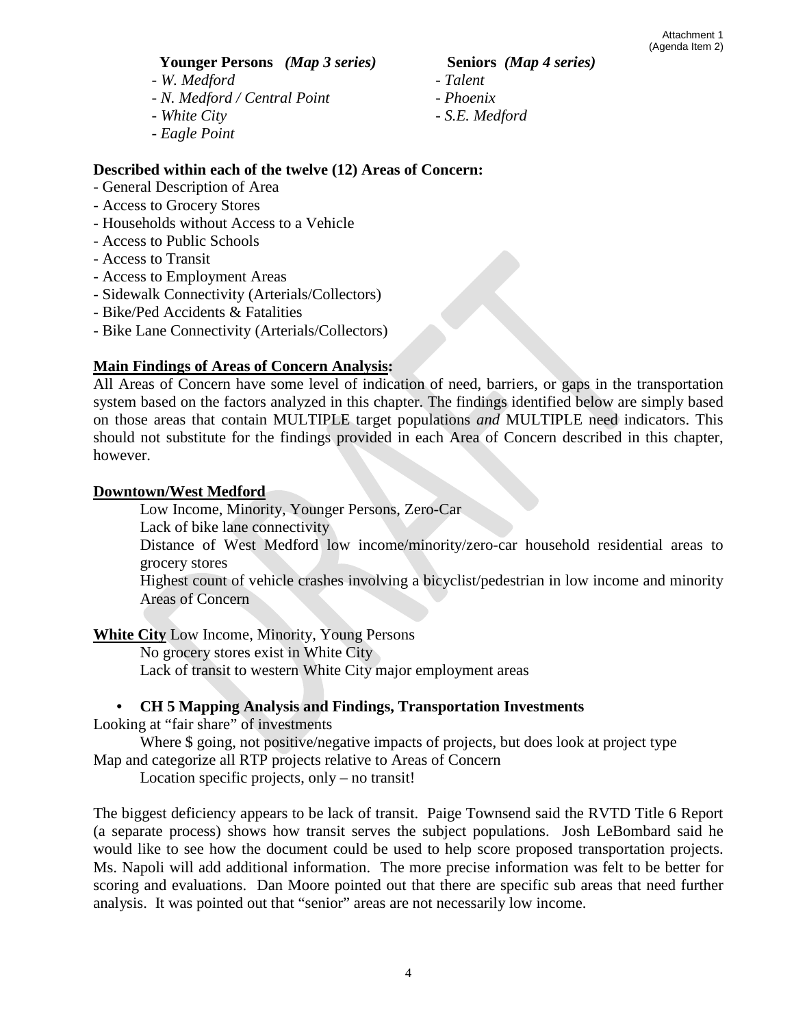**Younger Persons** *(Map 3 series)*

- *W. Medford*
- *N. Medford / Central Point*
- *White City*
- *Eagle Point*

**Seniors** *(Map 4 series)*

- *Talent*
- *Phoenix*
- *S.E. Medford*

**Described within each of the twelve (12) Areas of Concern:**

- General Description of Area
- Access to Grocery Stores
- Households without Access to a Vehicle
- Access to Public Schools
- Access to Transit
- Access to Employment Areas
- Sidewalk Connectivity (Arterials/Collectors)
- Bike/Ped Accidents & Fatalities
- Bike Lane Connectivity (Arterials/Collectors)

**Main Findings of Areas of Concern Analysis:**

All Areas of Concern have some level of indication of need, barriers, or gaps in the transportation system based on the factors analyzed in this chapter. The findings identified below are simply based on those areas that contain MULTIPLE target populations *and* MULTIPLE need indicators. This should not substitute for the findings provided in each Area of Concern described in this chapter, however.

**Downtown/West Medford**

Low Income, Minority, Younger Persons, Zero-Car

Lack of bike lane connectivity

Distance of West Medford low income/minority/zero-car household residential areas to grocery stores

Highest count of vehicle crashes involving a bicyclist/pedestrian in low income and minority Areas of Concern

**White City** Low Income, Minority, Young Persons

No grocery stores exist in White City

Lack of transit to western White City major employment areas

- **CH 5 Mapping Analysis and Findings, Transportation Investments**

Looking at "fair share" of investments

Where $ going, not positive/negative impacts of projects, but does look at project type

Map and categorize all RTP projects relative to Areas of Concern

Location specific projects, only – no transit!

The biggest deficiency appears to be lack of transit. Paige Townsend said the RVTD Title 6 Report (a separate process) shows how transit serves the subject populations. Josh LeBombard said he would like to see how the document could be used to help score proposed transportation projects. Ms. Napoli will add additional information. The more precise information was felt to be better for scoring and evaluations. Dan Moore pointed out that there are specific sub areas that need further analysis. It was pointed out that "senior" areas are not necessarily low income.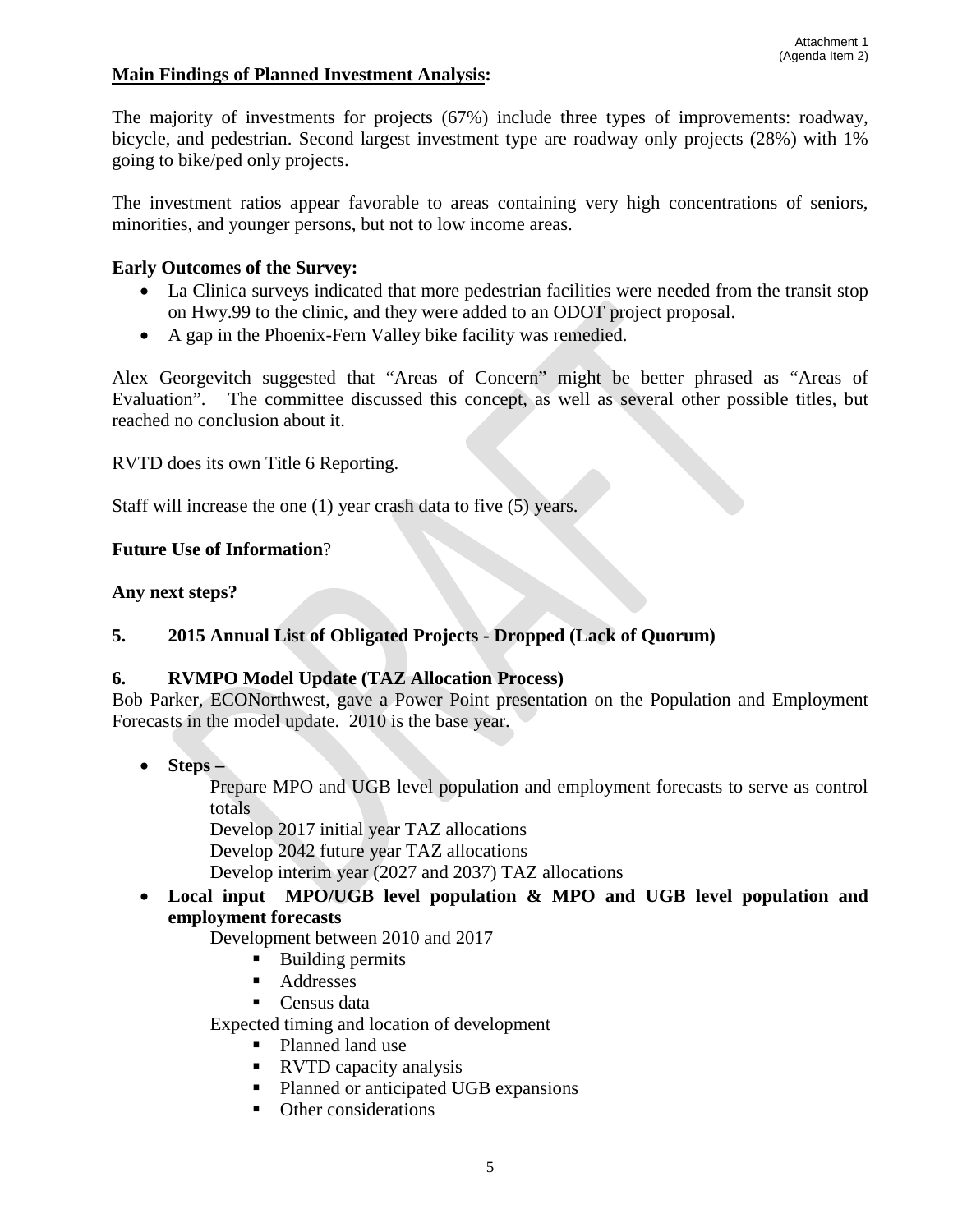**Main Findings of Planned Investment Analysis:**

The majority of investments for projects (67%) include three types of improvements: roadway, bicycle, and pedestrian. Second largest investment type are roadway only projects (28%) with 1% going to bike/ped only projects.

The investment ratios appear favorable to areas containing very high concentrations of seniors, minorities, and younger persons, but not to low income areas.

**Early Outcomes of the Survey:**

- La Clinica surveys indicated that more pedestrian facilities were needed from the transit stop on Hwy.99 to the clinic, and they were added to an ODOT project proposal.
- A gap in the Phoenix-Fern Valley bike facility was remedied.

Alex Georgevitch suggested that "Areas of Concern" might be better phrased as "Areas of Evaluation". The committee discussed this concept, as well as several other possible titles, but reached no conclusion about it.

RVTD does its own Title 6 Reporting.

Staff will increase the one (1) year crash data to five (5) years.

**Future Use of Information**?

**Any next steps?**

## 5. 2015 Annual List of Obligated Projects - Dropped (Lack of Quorum)

## 6. RVMPO Model Update (TAZ Allocation Process)

Bob Parker, ECONorthwest, gave a Power Point presentation on the Population and Employment Forecasts in the model update. 2010 is the base year.

- **Steps –**

  Prepare MPO and UGB level population and employment forecasts to serve as control totals

  Develop 2017 initial year TAZ allocations

  Develop 2042 future year TAZ allocations

  Develop interim year (2027 and 2037) TAZ allocations

- **Local input MPO/UGB level population & MPO and UGB level population and employment forecasts**

  Development between 2010 and 2017

  - Building permits
  - Addresses
  - Census data

  Expected timing and location of development

  - Planned land use
  - RVTD capacity analysis
  - Planned or anticipated UGB expansions
  - Other considerations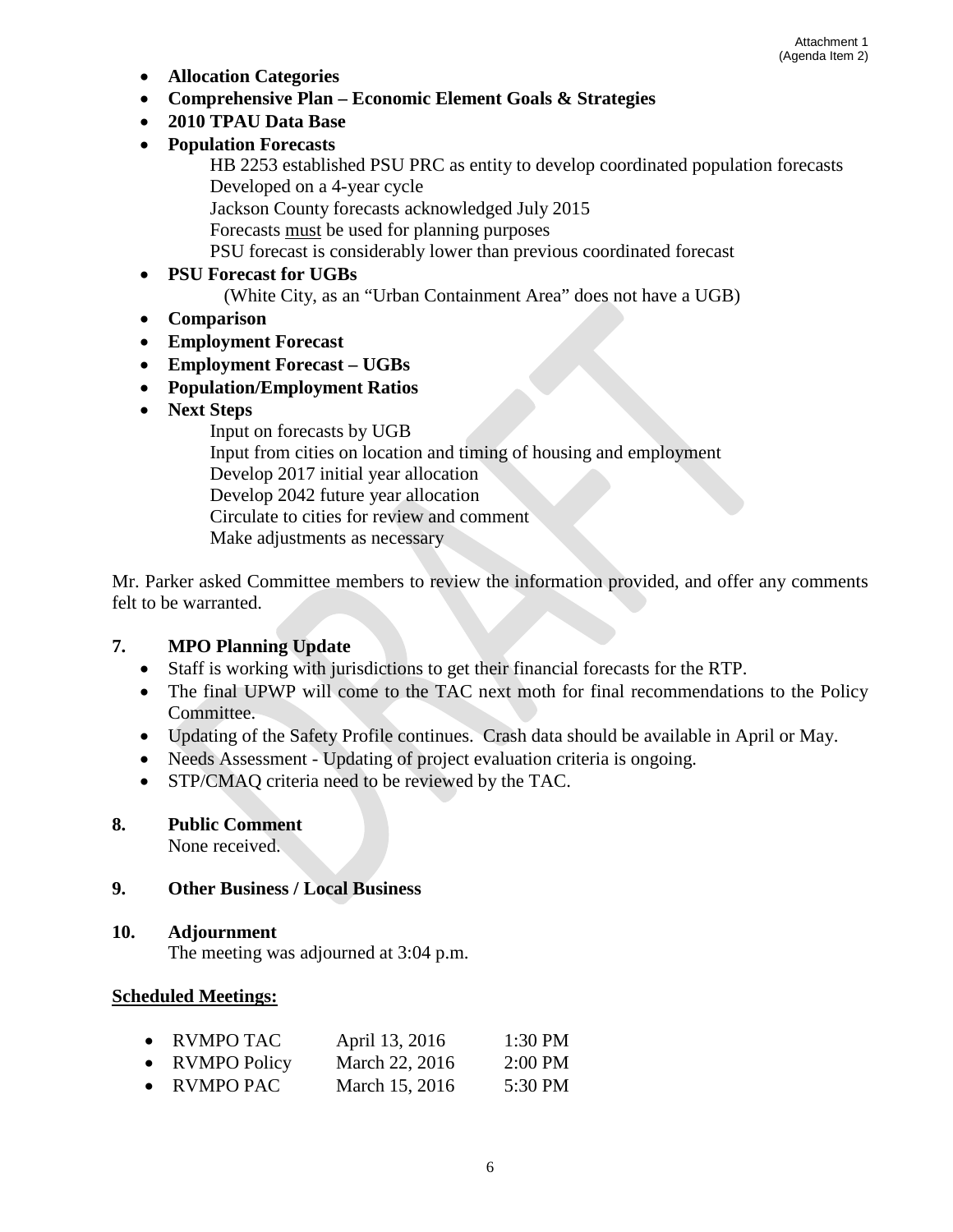- **Allocation Categories**
- **Comprehensive Plan – Economic Element Goals & Strategies**
- **2010 TPAU Data Base**
- **Population Forecasts**

  HB 2253 established PSU PRC as entity to develop coordinated population forecasts
  Developed on a 4-year cycle
  Jackson County forecasts acknowledged July 2015
  Forecasts must be used for planning purposes
  PSU forecast is considerably lower than previous coordinated forecast
- **PSU Forecast for UGBs**

  (White City, as an "Urban Containment Area" does not have a UGB)
- **Comparison**
- **Employment Forecast**
- **Employment Forecast – UGBs**
- **Population/Employment Ratios**
- **Next Steps**

  Input on forecasts by UGB
  Input from cities on location and timing of housing and employment
  Develop 2017 initial year allocation
  Develop 2042 future year allocation
  Circulate to cities for review and comment
  Make adjustments as necessary

Mr. Parker asked Committee members to review the information provided, and offer any comments felt to be warranted.

## 7. MPO Planning Update

- Staff is working with jurisdictions to get their financial forecasts for the RTP.
- The final UPWP will come to the TAC next moth for final recommendations to the Policy Committee.
- Updating of the Safety Profile continues. Crash data should be available in April or May.
- Needs Assessment - Updating of project evaluation criteria is ongoing.
- STP/CMAQ criteria need to be reviewed by the TAC.

## 8. Public Comment

None received.

## 9. Other Business / Local Business

## 10. Adjournment

The meeting was adjourned at 3:04 p.m.

**Scheduled Meetings:**

- RVMPO TAC April 13, 2016 1:30 PM
- RVMPO Policy March 22, 2016 2:00 PM
- RVMPO PAC March 15, 2016 5:30 PM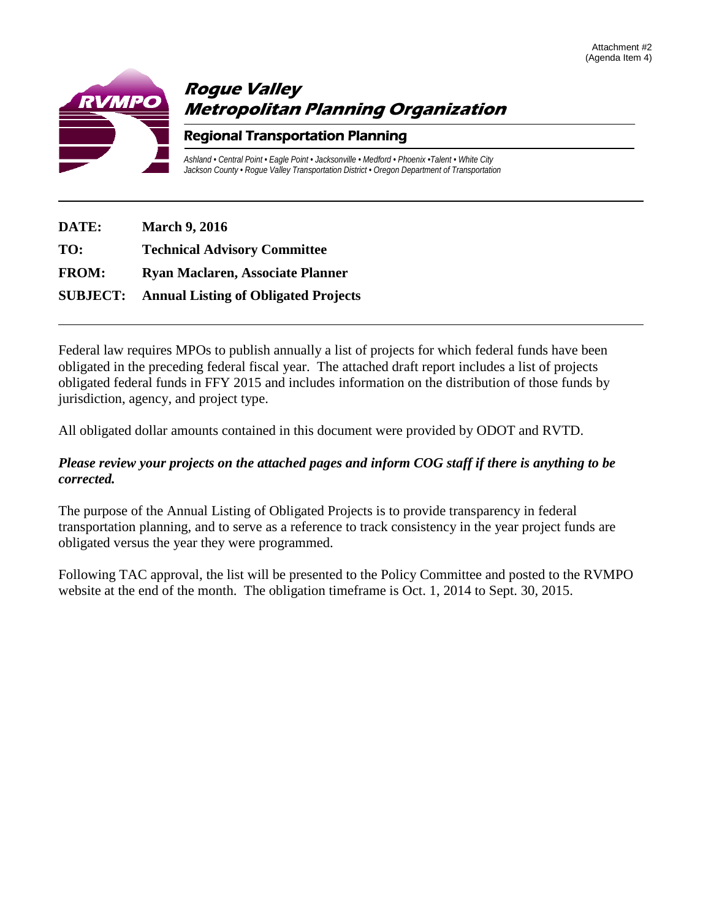Attachment #2
(Agenda Item 4)

# Rogue Valley Metropolitan Planning Organization

## Regional Transportation Planning

*Ashland • Central Point • Eagle Point • Jacksonville • Medford • Phoenix •Talent • White City*
*Jackson County • Rogue Valley Transportation District • Oregon Department of Transportation*

---

**DATE:** March 9, 2016

**TO:** Technical Advisory Committee

**FROM:** Ryan Maclaren, Associate Planner

**SUBJECT:** Annual Listing of Obligated Projects

---

Federal law requires MPOs to publish annually a list of projects for which federal funds have been obligated in the preceding federal fiscal year. The attached draft report includes a list of projects obligated federal funds in FFY 2015 and includes information on the distribution of those funds by jurisdiction, agency, and project type.

All obligated dollar amounts contained in this document were provided by ODOT and RVTD.

***Please review your projects on the attached pages and inform COG staff if there is anything to be corrected.***

The purpose of the Annual Listing of Obligated Projects is to provide transparency in federal transportation planning, and to serve as a reference to track consistency in the year project funds are obligated versus the year they were programmed.

Following TAC approval, the list will be presented to the Policy Committee and posted to the RVMPO website at the end of the month. The obligation timeframe is Oct. 1, 2014 to Sept. 30, 2015.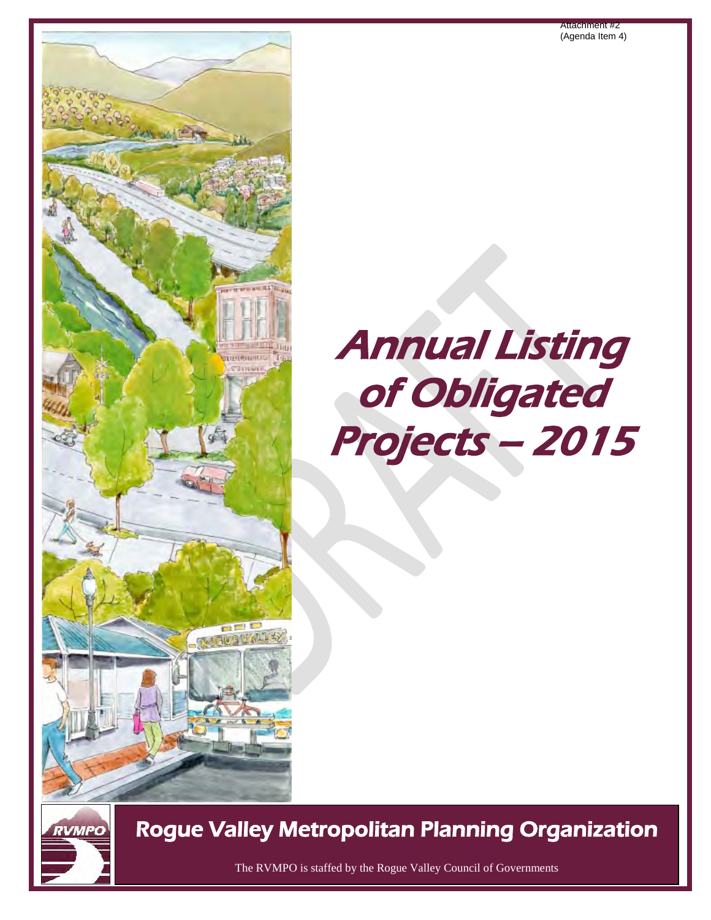Attachment #2
(Agenda Item 4)

# Annual Listing of Obligated Projects – 2015

DRAFT

## Rogue Valley Metropolitan Planning Organization

The RVMPO is staffed by the Rogue Valley Council of Governments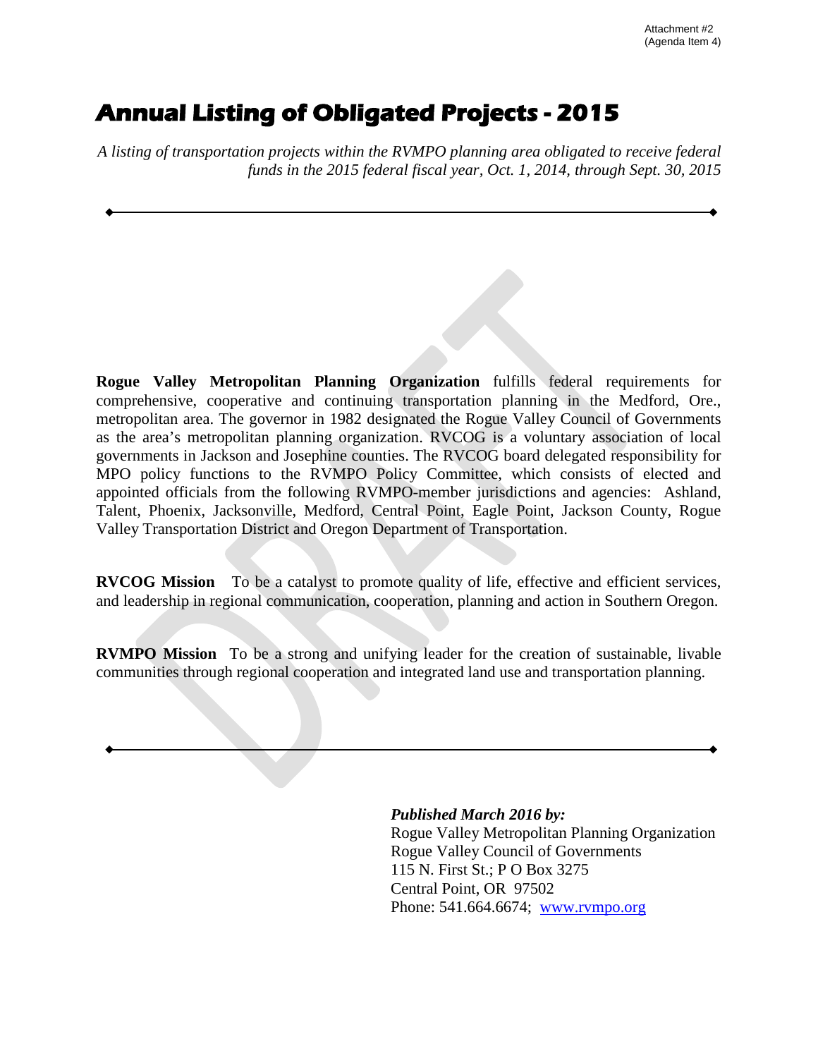Attachment #2
(Agenda Item 4)

# Annual Listing of Obligated Projects - 2015

*A listing of transportation projects within the RVMPO planning area obligated to receive federal funds in the 2015 federal fiscal year, Oct. 1, 2014, through Sept. 30, 2015*

---

**Rogue Valley Metropolitan Planning Organization** fulfills federal requirements for comprehensive, cooperative and continuing transportation planning in the Medford, Ore., metropolitan area. The governor in 1982 designated the Rogue Valley Council of Governments as the area's metropolitan planning organization. RVCOG is a voluntary association of local governments in Jackson and Josephine counties. The RVCOG board delegated responsibility for MPO policy functions to the RVMPO Policy Committee, which consists of elected and appointed officials from the following RVMPO-member jurisdictions and agencies: Ashland, Talent, Phoenix, Jacksonville, Medford, Central Point, Eagle Point, Jackson County, Rogue Valley Transportation District and Oregon Department of Transportation.

**RVCOG Mission** To be a catalyst to promote quality of life, effective and efficient services, and leadership in regional communication, cooperation, planning and action in Southern Oregon.

**RVMPO Mission** To be a strong and unifying leader for the creation of sustainable, livable communities through regional cooperation and integrated land use and transportation planning.

---

***Published March 2016 by:***
Rogue Valley Metropolitan Planning Organization
Rogue Valley Council of Governments
115 N. First St.; P O Box 3275
Central Point, OR 97502
Phone: 541.664.6674; www.rvmpo.org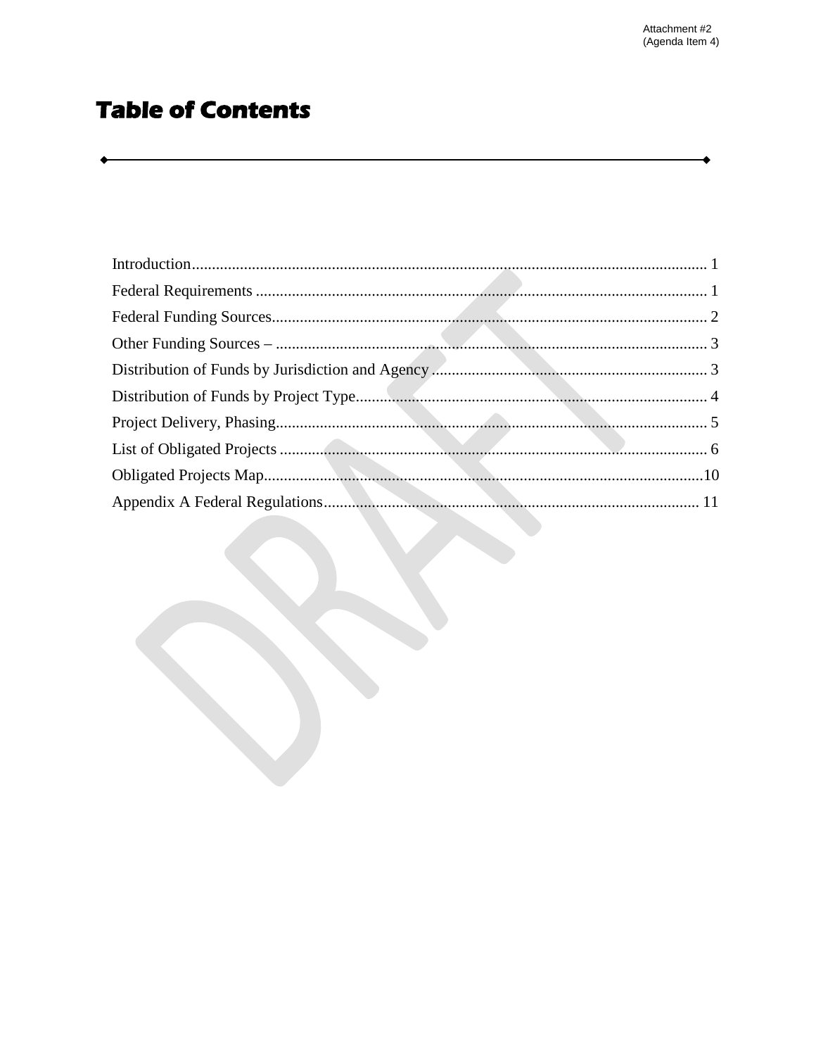Attachment #2
(Agenda Item 4)

# Table of Contents

Introduction................................................................................................................................ 1
Federal Requirements ................................................................................................................ 1
Federal Funding Sources............................................................................................................ 2
Other Funding Sources – ........................................................................................................... 3
Distribution of Funds by Jurisdiction and Agency ..................................................................... 3
Distribution of Funds by Project Type........................................................................................ 4
Project Delivery, Phasing............................................................................................................ 5
List of Obligated Projects ........................................................................................................... 6
Obligated Projects Map..............................................................................................................10
Appendix A Federal Regulations............................................................................................... 11

DRAFT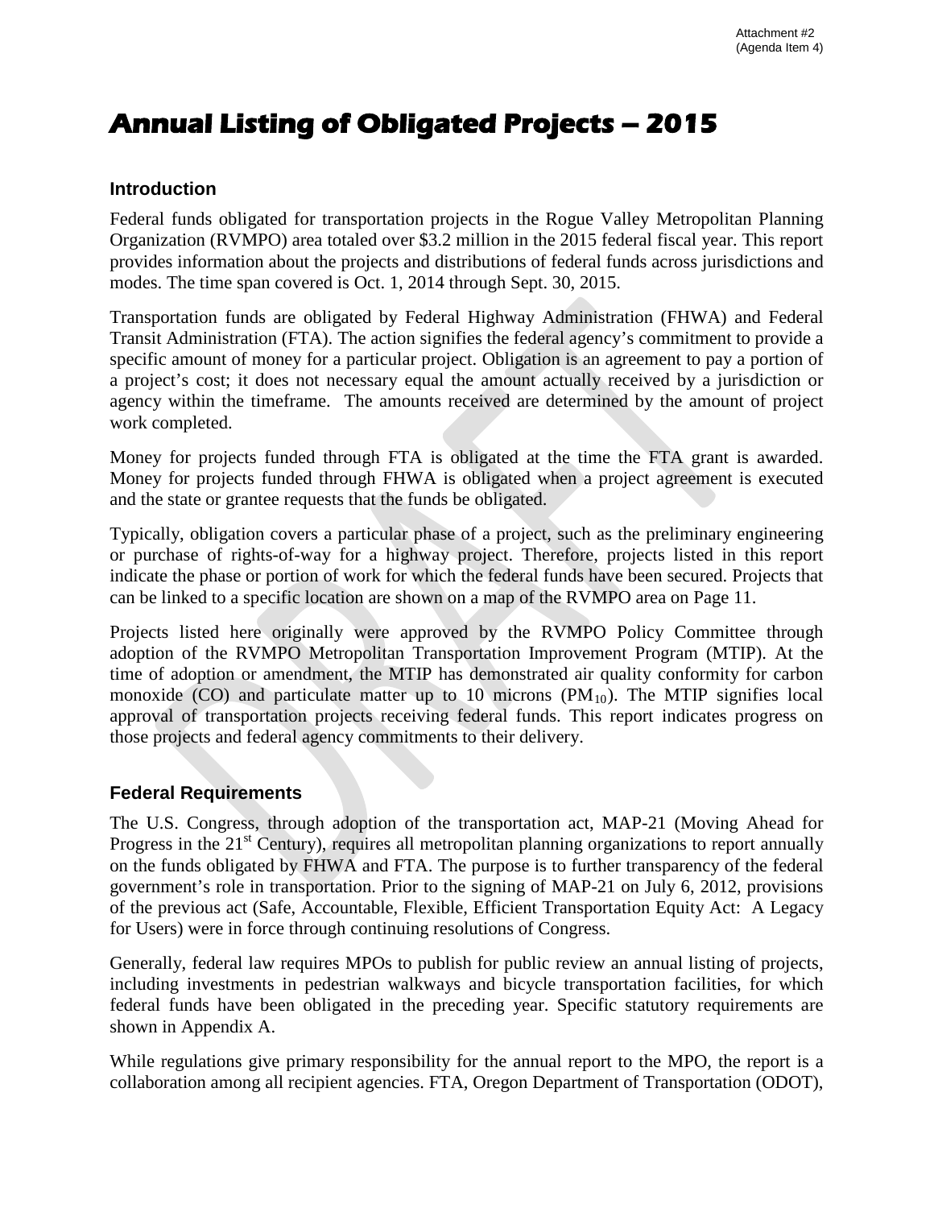Attachment #2
(Agenda Item 4)

# Annual Listing of Obligated Projects – 2015

### Introduction

Federal funds obligated for transportation projects in the Rogue Valley Metropolitan Planning Organization (RVMPO) area totaled over $3.2 million in the 2015 federal fiscal year. This report provides information about the projects and distributions of federal funds across jurisdictions and modes. The time span covered is Oct. 1, 2014 through Sept. 30, 2015.

Transportation funds are obligated by Federal Highway Administration (FHWA) and Federal Transit Administration (FTA). The action signifies the federal agency's commitment to provide a specific amount of money for a particular project. Obligation is an agreement to pay a portion of a project's cost; it does not necessary equal the amount actually received by a jurisdiction or agency within the timeframe. The amounts received are determined by the amount of project work completed.

Money for projects funded through FTA is obligated at the time the FTA grant is awarded. Money for projects funded through FHWA is obligated when a project agreement is executed and the state or grantee requests that the funds be obligated.

Typically, obligation covers a particular phase of a project, such as the preliminary engineering or purchase of rights-of-way for a highway project. Therefore, projects listed in this report indicate the phase or portion of work for which the federal funds have been secured. Projects that can be linked to a specific location are shown on a map of the RVMPO area on Page 11.

Projects listed here originally were approved by the RVMPO Policy Committee through adoption of the RVMPO Metropolitan Transportation Improvement Program (MTIP). At the time of adoption or amendment, the MTIP has demonstrated air quality conformity for carbon monoxide (CO) and particulate matter up to 10 microns ($PM_{10}$). The MTIP signifies local approval of transportation projects receiving federal funds. This report indicates progress on those projects and federal agency commitments to their delivery.

### Federal Requirements

The U.S. Congress, through adoption of the transportation act, MAP-21 (Moving Ahead for Progress in the 21st Century), requires all metropolitan planning organizations to report annually on the funds obligated by FHWA and FTA. The purpose is to further transparency of the federal government's role in transportation. Prior to the signing of MAP-21 on July 6, 2012, provisions of the previous act (Safe, Accountable, Flexible, Efficient Transportation Equity Act: A Legacy for Users) were in force through continuing resolutions of Congress.

Generally, federal law requires MPOs to publish for public review an annual listing of projects, including investments in pedestrian walkways and bicycle transportation facilities, for which federal funds have been obligated in the preceding year. Specific statutory requirements are shown in Appendix A.

While regulations give primary responsibility for the annual report to the MPO, the report is a collaboration among all recipient agencies. FTA, Oregon Department of Transportation (ODOT),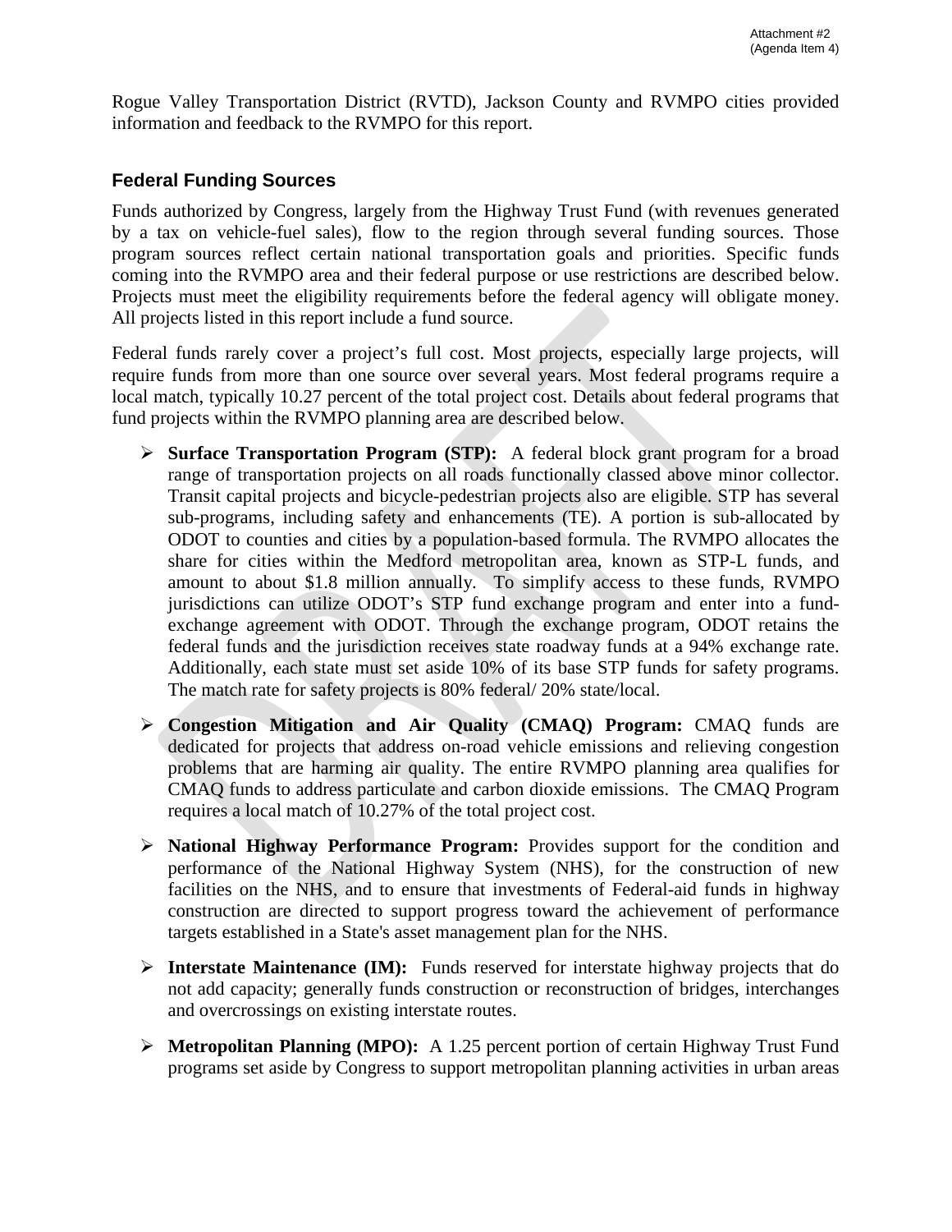Rogue Valley Transportation District (RVTD), Jackson County and RVMPO cities provided information and feedback to the RVMPO for this report.

### Federal Funding Sources

Funds authorized by Congress, largely from the Highway Trust Fund (with revenues generated by a tax on vehicle-fuel sales), flow to the region through several funding sources. Those program sources reflect certain national transportation goals and priorities. Specific funds coming into the RVMPO area and their federal purpose or use restrictions are described below. Projects must meet the eligibility requirements before the federal agency will obligate money. All projects listed in this report include a fund source.

Federal funds rarely cover a project's full cost. Most projects, especially large projects, will require funds from more than one source over several years. Most federal programs require a local match, typically 10.27 percent of the total project cost. Details about federal programs that fund projects within the RVMPO planning area are described below.

- **Surface Transportation Program (STP):** A federal block grant program for a broad range of transportation projects on all roads functionally classed above minor collector. Transit capital projects and bicycle-pedestrian projects also are eligible. STP has several sub-programs, including safety and enhancements (TE). A portion is sub-allocated by ODOT to counties and cities by a population-based formula. The RVMPO allocates the share for cities within the Medford metropolitan area, known as STP-L funds, and amount to about $1.8 million annually. To simplify access to these funds, RVMPO jurisdictions can utilize ODOT's STP fund exchange program and enter into a fund-exchange agreement with ODOT. Through the exchange program, ODOT retains the federal funds and the jurisdiction receives state roadway funds at a 94% exchange rate. Additionally, each state must set aside 10% of its base STP funds for safety programs. The match rate for safety projects is 80% federal/ 20% state/local.
- **Congestion Mitigation and Air Quality (CMAQ) Program:** CMAQ funds are dedicated for projects that address on-road vehicle emissions and relieving congestion problems that are harming air quality. The entire RVMPO planning area qualifies for CMAQ funds to address particulate and carbon dioxide emissions. The CMAQ Program requires a local match of 10.27% of the total project cost.
- **National Highway Performance Program:** Provides support for the condition and performance of the National Highway System (NHS), for the construction of new facilities on the NHS, and to ensure that investments of Federal-aid funds in highway construction are directed to support progress toward the achievement of performance targets established in a State's asset management plan for the NHS.
- **Interstate Maintenance (IM):** Funds reserved for interstate highway projects that do not add capacity; generally funds construction or reconstruction of bridges, interchanges and overcrossings on existing interstate routes.
- **Metropolitan Planning (MPO):** A 1.25 percent portion of certain Highway Trust Fund programs set aside by Congress to support metropolitan planning activities in urban areas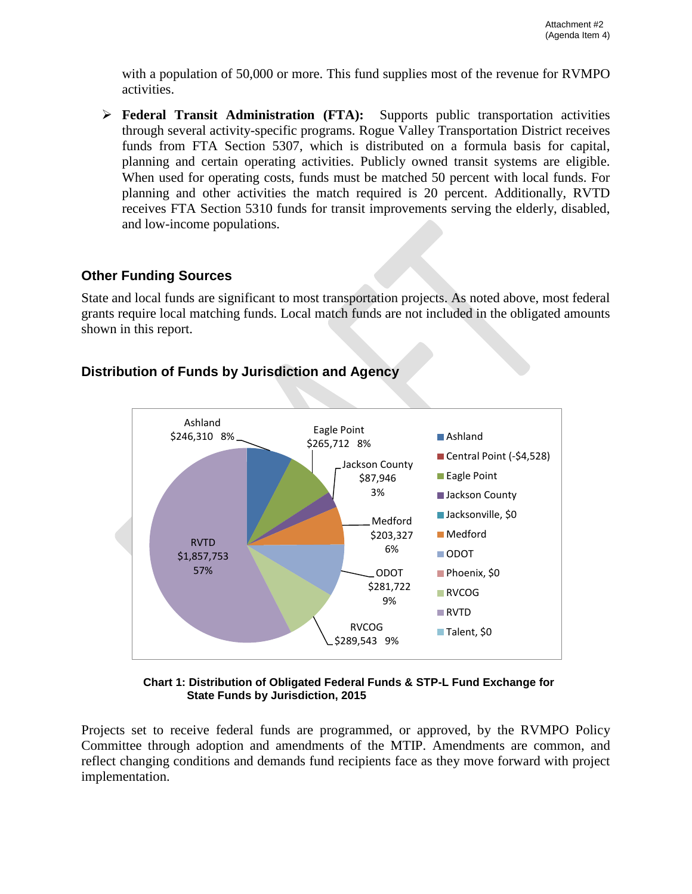with a population of 50,000 or more. This fund supplies most of the revenue for RVMPO activities.

- **Federal Transit Administration (FTA):** Supports public transportation activities through several activity-specific programs. Rogue Valley Transportation District receives funds from FTA Section 5307, which is distributed on a formula basis for capital, planning and certain operating activities. Publicly owned transit systems are eligible. When used for operating costs, funds must be matched 50 percent with local funds. For planning and other activities the match required is 20 percent. Additionally, RVTD receives FTA Section 5310 funds for transit improvements serving the elderly, disabled, and low-income populations.

### Other Funding Sources

State and local funds are significant to most transportation projects. As noted above, most federal grants require local matching funds. Local match funds are not included in the obligated amounts shown in this report.

### Distribution of Funds by Jurisdiction and Agency

Ashland $246,310 8%
Eagle Point $265,712 8%
Jackson County $87,946 3%
Medford $203,327 6%
ODOT $281,722 9%
RVCOG $289,543 9%
RVTD $1,857,753 57%

Ashland
Central Point (-$4,528)
Eagle Point
Jackson County
Jacksonville, $0
Medford
ODOT
Phoenix, $0
RVCOG
RVTD
Talent, $0

**Chart 1: Distribution of Obligated Federal Funds & STP-L Fund Exchange for State Funds by Jurisdiction, 2015**

Projects set to receive federal funds are programmed, or approved, by the RVMPO Policy Committee through adoption and amendments of the MTIP. Amendments are common, and reflect changing conditions and demands fund recipients face as they move forward with project implementation.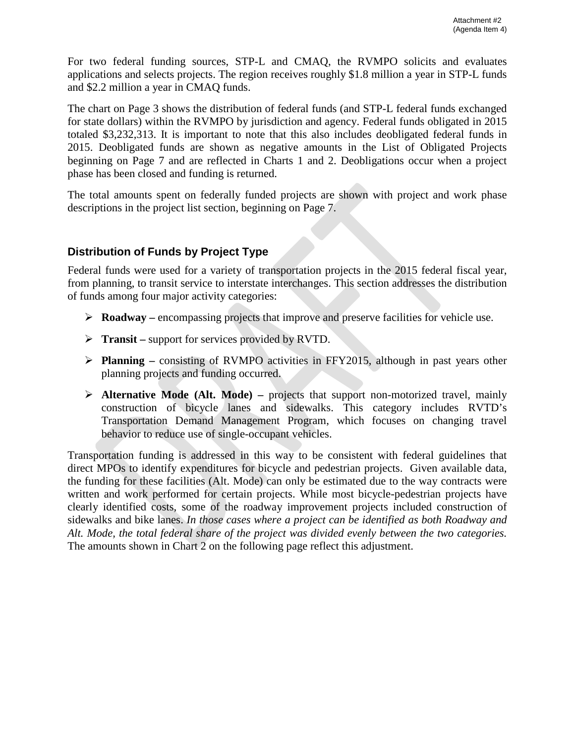Attachment #2
(Agenda Item 4)

For two federal funding sources, STP-L and CMAQ, the RVMPO solicits and evaluates applications and selects projects. The region receives roughly $1.8 million a year in STP-L funds and $2.2 million a year in CMAQ funds.

The chart on Page 3 shows the distribution of federal funds (and STP-L federal funds exchanged for state dollars) within the RVMPO by jurisdiction and agency. Federal funds obligated in 2015 totaled $3,232,313. It is important to note that this also includes deobligated federal funds in 2015. Deobligated funds are shown as negative amounts in the List of Obligated Projects beginning on Page 7 and are reflected in Charts 1 and 2. Deobligations occur when a project phase has been closed and funding is returned.

The total amounts spent on federally funded projects are shown with project and work phase descriptions in the project list section, beginning on Page 7.

## Distribution of Funds by Project Type

Federal funds were used for a variety of transportation projects in the 2015 federal fiscal year, from planning, to transit service to interstate interchanges. This section addresses the distribution of funds among four major activity categories:

- **Roadway –** encompassing projects that improve and preserve facilities for vehicle use.
- **Transit –** support for services provided by RVTD.
- **Planning –** consisting of RVMPO activities in FFY2015, although in past years other planning projects and funding occurred.
- **Alternative Mode (Alt. Mode) –** projects that support non-motorized travel, mainly construction of bicycle lanes and sidewalks. This category includes RVTD's Transportation Demand Management Program, which focuses on changing travel behavior to reduce use of single-occupant vehicles.

Transportation funding is addressed in this way to be consistent with federal guidelines that direct MPOs to identify expenditures for bicycle and pedestrian projects. Given available data, the funding for these facilities (Alt. Mode) can only be estimated due to the way contracts were written and work performed for certain projects. While most bicycle-pedestrian projects have clearly identified costs, some of the roadway improvement projects included construction of sidewalks and bike lanes. *In those cases where a project can be identified as both Roadway and Alt. Mode, the total federal share of the project was divided evenly between the two categories.* The amounts shown in Chart 2 on the following page reflect this adjustment.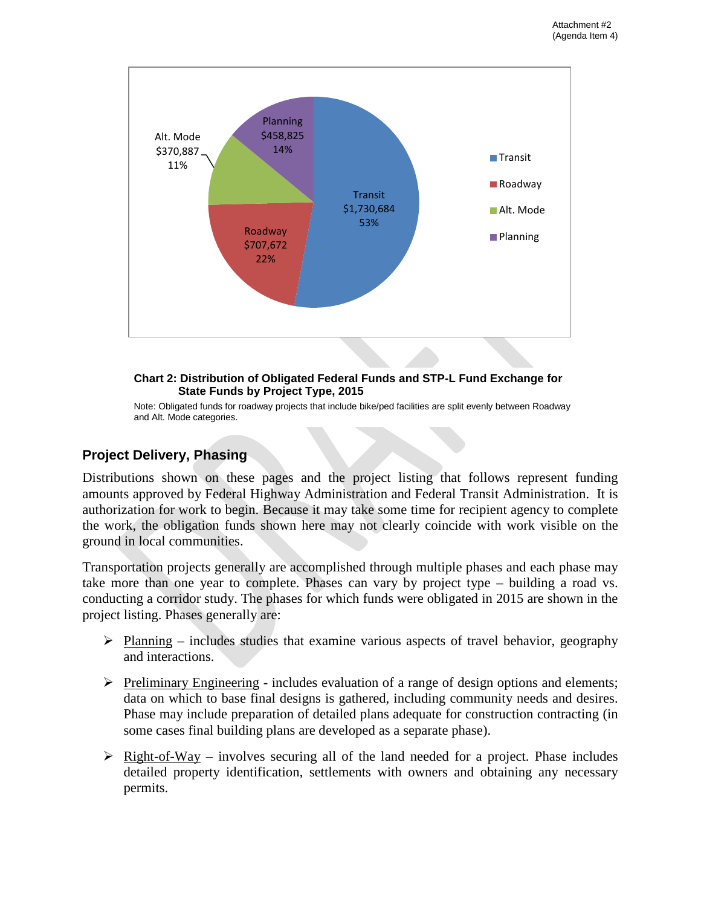Planning
$458,825
14%

Alt. Mode
$370,887
11%

Transit
$1,730,684
53%

Roadway
$707,672
22%

Transit
Roadway
Alt. Mode
Planning

**Chart 2: Distribution of Obligated Federal Funds and STP-L Fund Exchange for State Funds by Project Type, 2015**

Note: Obligated funds for roadway projects that include bike/ped facilities are split evenly between Roadway and Alt. Mode categories.

## Project Delivery, Phasing

Distributions shown on these pages and the project listing that follows represent funding amounts approved by Federal Highway Administration and Federal Transit Administration. It is authorization for work to begin. Because it may take some time for recipient agency to complete the work, the obligation funds shown here may not clearly coincide with work visible on the ground in local communities.

Transportation projects generally are accomplished through multiple phases and each phase may take more than one year to complete. Phases can vary by project type – building a road vs. conducting a corridor study. The phases for which funds were obligated in 2015 are shown in the project listing. Phases generally are:

- Planning – includes studies that examine various aspects of travel behavior, geography and interactions.
- Preliminary Engineering - includes evaluation of a range of design options and elements; data on which to base final designs is gathered, including community needs and desires. Phase may include preparation of detailed plans adequate for construction contracting (in some cases final building plans are developed as a separate phase).
- Right-of-Way – involves securing all of the land needed for a project. Phase includes detailed property identification, settlements with owners and obtaining any necessary permits.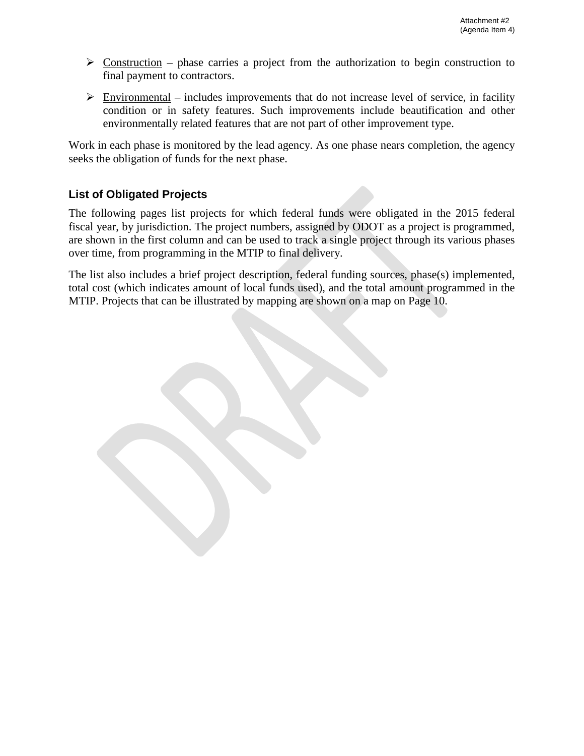- Construction – phase carries a project from the authorization to begin construction to final payment to contractors.
- Environmental – includes improvements that do not increase level of service, in facility condition or in safety features. Such improvements include beautification and other environmentally related features that are not part of other improvement type.

Work in each phase is monitored by the lead agency. As one phase nears completion, the agency seeks the obligation of funds for the next phase.

### List of Obligated Projects

The following pages list projects for which federal funds were obligated in the 2015 federal fiscal year, by jurisdiction. The project numbers, assigned by ODOT as a project is programmed, are shown in the first column and can be used to track a single project through its various phases over time, from programming in the MTIP to final delivery.

The list also includes a brief project description, federal funding sources, phase(s) implemented, total cost (which indicates amount of local funds used), and the total amount programmed in the MTIP. Projects that can be illustrated by mapping are shown on a map on Page 10.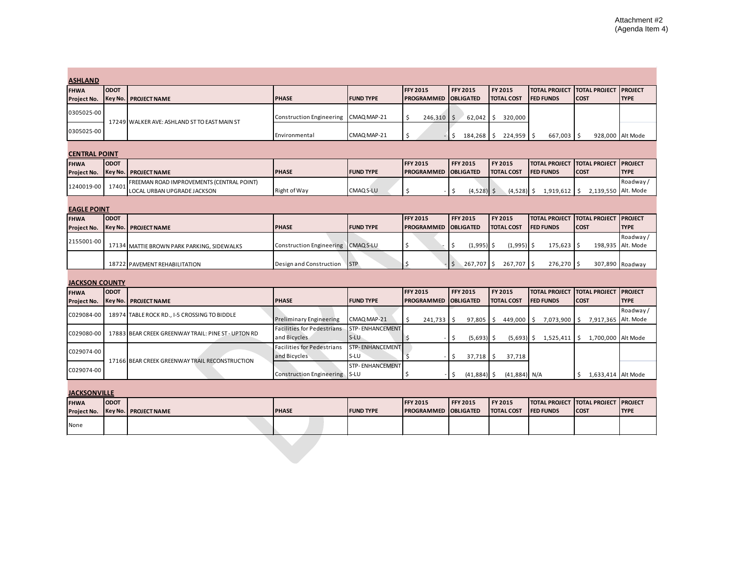Attachment #2
(Agenda Item 4)

**ASHLAND**

| FHWA Project No. | ODOT Key No. | PROJECT NAME | PHASE | FUND TYPE | FFY 2015 PROGRAMMED | FFY 2015 OBLIGATED | FY 2015 TOTAL COST | TOTAL PROJECT FED FUNDS | TOTAL PROJECT COST | PROJECT TYPE |
|---|---|---|---|---|---|---|---|---|---|---|
| 0305025-00 | 17249 | WALKER AVE: ASHLAND ST TO EAST MAIN ST | Construction Engineering | CMAQ MAP-21 | $ 246,310 | $ 62,042 | $ 320,000 | | | |
| 0305025-00 | | | Environmental | CMAQ MAP-21 | $ - | $ 184,268 | $ 224,959 | $ 667,003 | $ 928,000 | Alt Mode |

**CENTRAL POINT**

| FHWA Project No. | ODOT Key No. | PROJECT NAME | PHASE | FUND TYPE | FFY 2015 PROGRAMMED | FFY 2015 OBLIGATED | FY 2015 TOTAL COST | TOTAL PROJECT FED FUNDS | TOTAL PROJECT COST | PROJECT TYPE |
|---|---|---|---|---|---|---|---|---|---|---|
| 1240019-00 | 17401 | FREEMAN ROAD IMPROVEMENTS (CENTRAL POINT) LOCAL URBAN UPGRADE JACKSON | Right of Way | CMAQ S-LU | $ - | $ (4,528) | $ (4,528) | $ 1,919,612 | $ 2,139,550 | Roadway / Alt. Mode |

**EAGLE POINT**

| FHWA Project No. | ODOT Key No. | PROJECT NAME | PHASE | FUND TYPE | FFY 2015 PROGRAMMED | FFY 2015 OBLIGATED | FY 2015 TOTAL COST | TOTAL PROJECT FED FUNDS | TOTAL PROJECT COST | PROJECT TYPE |
|---|---|---|---|---|---|---|---|---|---|---|
| 2155001-00 | 17134 | MATTIE BROWN PARK PARKING, SIDEWALKS | Construction Engineering | CMAQ S-LU | $ - | $ (1,995) | $ (1,995) | $ 175,623 | $ 198,935 | Roadway / Alt. Mode |
| | 18722 | PAVEMENT REHABILITATION | Design and Construction | STP | $ - | $ 267,707 | $ 267,707 | $ 276,270 | $ 307,890 | Roadway |

**JACKSON COUNTY**

| FHWA Project No. | ODOT Key No. | PROJECT NAME | PHASE | FUND TYPE | FFY 2015 PROGRAMMED | FFY 2015 OBLIGATED | FY 2015 TOTAL COST | TOTAL PROJECT FED FUNDS | TOTAL PROJECT COST | PROJECT TYPE |
|---|---|---|---|---|---|---|---|---|---|---|
| C029084-00 | 18974 | TABLE ROCK RD., I-5 CROSSING TO BIDDLE | Preliminary Engineering | CMAQ MAP-21 | $ 241,733 | $ 97,805 | $ 449,000 | $ 7,073,900 | $ 7,917,365 | Roadway / Alt. Mode |
| C029080-00 | 17883 | BEAR CREEK GREENWAY TRAIL: PINE ST - UPTON RD | Facilities for Pedestrians and Bicycles | STP- ENHANCEMENT S-LU | $ - | $ (5,693) | $ (5,693) | $ 1,525,411 | $ 1,700,000 | Alt Mode |
| C029074-00 | 17166 | BEAR CREEK GREENWAY TRAIL RECONSTRUCTION | Facilities for Pedestrians and Bicycles | STP- ENHANCEMENT S-LU | $ - | $ 37,718 | $ 37,718 | | | |
| C029074-00 | | | Construction Engineering | STP- ENHANCEMENT S-LU | $ - | $ (41,884) | $ (41,884) | N/A | $ 1,633,414 | Alt Mode |

**JACKSONVILLE**

| FHWA Project No. | ODOT Key No. | PROJECT NAME | PHASE | FUND TYPE | FFY 2015 PROGRAMMED | FFY 2015 OBLIGATED | FY 2015 TOTAL COST | TOTAL PROJECT FED FUNDS | TOTAL PROJECT COST | PROJECT TYPE |
|---|---|---|---|---|---|---|---|---|---|---|
| None | | | | | | | | | | |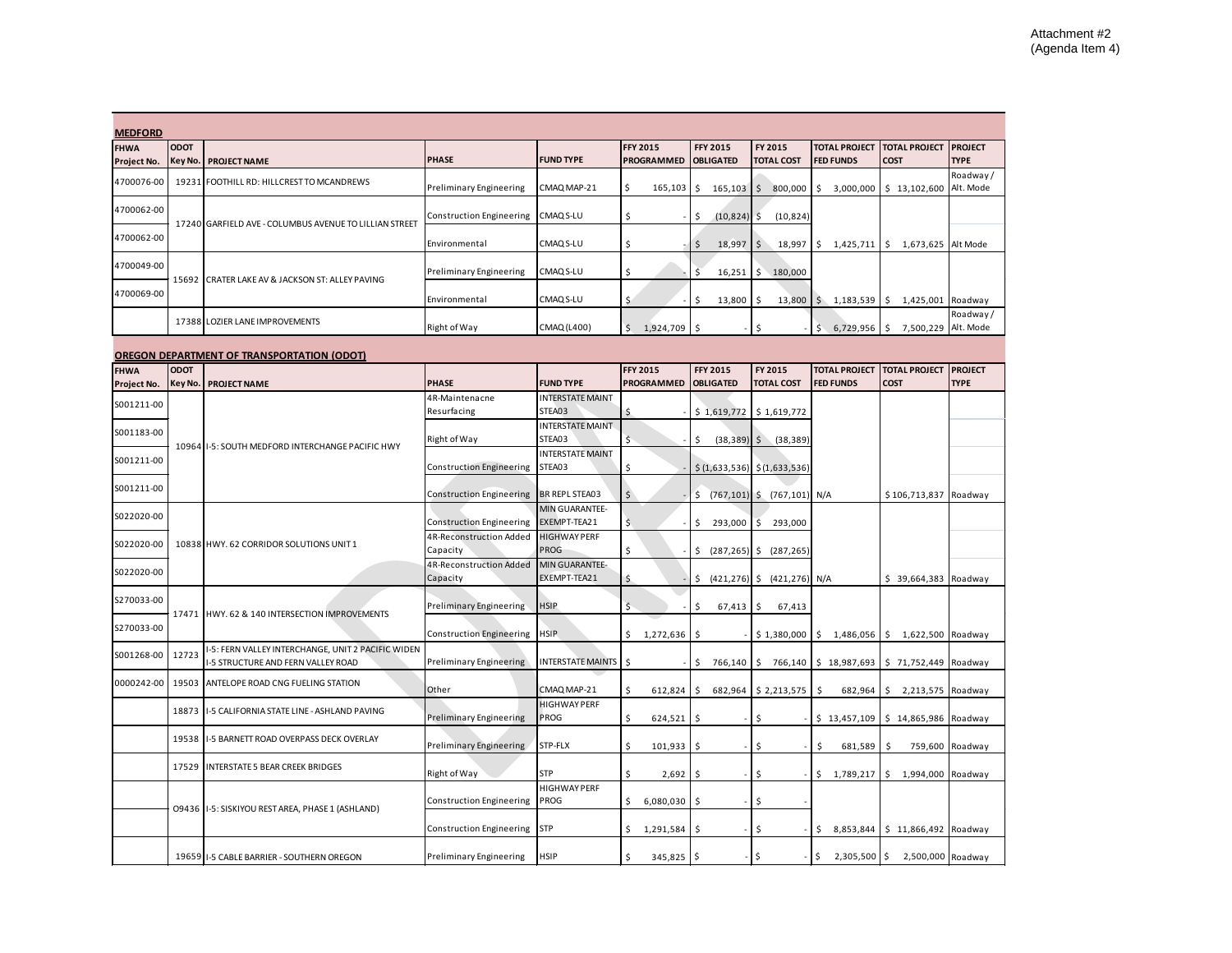Attachment #2
(Agenda Item 4)

**MEDFORD**

| FHWA Project No. | ODOT Key No. | PROJECT NAME | PHASE | FUND TYPE | FFY 2015 PROGRAMMED | FFY 2015 OBLIGATED | FY 2015 TOTAL COST | TOTAL PROJECT FED FUNDS | TOTAL PROJECT COST | PROJECT TYPE |
|---|---|---|---|---|---|---|---|---|---|---|
| 4700076-00 | 19231 | FOOTHILL RD: HILLCREST TO MCANDREWS | Preliminary Engineering | CMAQ MAP-21 | $ 165,103 | $ 165,103 | $ 800,000 | $ 3,000,000 | $ 13,102,600 | Roadway / Alt. Mode |
| 4700062-00 | 17240 | GARFIELD AVE - COLUMBUS AVENUE TO LILLIAN STREET | Construction Engineering | CMAQ S-LU | $ - | $ (10,824) | $ (10,824) | | | |
| 4700062-00 | | | Environmental | CMAQ S-LU | $ - | $ 18,997 | $ 18,997 | $ 1,425,711 | $ 1,673,625 | Alt Mode |
| 4700049-00 | 15692 | CRATER LAKE AV & JACKSON ST: ALLEY PAVING | Preliminary Engineering | CMAQ S-LU | $ - | $ 16,251 | $ 180,000 | | | |
| 4700069-00 | | | Environmental | CMAQ S-LU | $ - | $ 13,800 | $ 13,800 | $ 1,183,539 | $ 1,425,001 | Roadway |
| | 17388 | LOZIER LANE IMPROVEMENTS | Right of Way | CMAQ (L400) | $ 1,924,709 | $ - | $ - | $ 6,729,956 | $ 7,500,229 | Roadway / Alt. Mode |

**OREGON DEPARTMENT OF TRANSPORTATION (ODOT)**

| FHWA Project No. | ODOT Key No. | PROJECT NAME | PHASE | FUND TYPE | FFY 2015 PROGRAMMED | FFY 2015 OBLIGATED | FY 2015 TOTAL COST | TOTAL PROJECT FED FUNDS | TOTAL PROJECT COST | PROJECT TYPE |
|---|---|---|---|---|---|---|---|---|---|---|
| S001211-00 | 10964 | I-5: SOUTH MEDFORD INTERCHANGE PACIFIC HWY | 4R-Maintenacne Resurfacing | INTERSTATE MAINT STEA03 | $ - | $ 1,619,772 | $ 1,619,772 | | | |
| S001183-00 | | | Right of Way | INTERSTATE MAINT STEA03 | $ - | $ (38,389) | $ (38,389) | | | |
| S001211-00 | | | Construction Engineering | INTERSTATE MAINT STEA03 | $ - | $ (1,633,536) | $ (1,633,536) | | | |
| S001211-00 | | | Construction Engineering | BR REPL STEA03 | $ - | $ (767,101) | $ (767,101) | N/A | $ 106,713,837 | Roadway |
| S022020-00 | 10838 | HWY. 62 CORRIDOR SOLUTIONS UNIT 1 | Construction Engineering | MIN GUARANTEE-EXEMPT-TEA21 | $ - | $ 293,000 | $ 293,000 | | | |
| S022020-00 | | | 4R-Reconstruction Added Capacity | HIGHWAY PERF PROG | $ - | $ (287,265) | $ (287,265) | | | |
| S022020-00 | | | 4R-Reconstruction Added Capacity | MIN GUARANTEE-EXEMPT-TEA21 | $ - | $ (421,276) | $ (421,276) | N/A | $ 39,664,383 | Roadway |
| S270033-00 | 17471 | HWY. 62 & 140 INTERSECTION IMPROVEMENTS | Preliminary Engineering | HSIP | $ - | $ 67,413 | $ 67,413 | | | |
| S270033-00 | | | Construction Engineering | HSIP | $ 1,272,636 | $ - | $ 1,380,000 | $ 1,486,056 | $ 1,622,500 | Roadway |
| S001268-00 | 12723 | I-5: FERN VALLEY INTERCHANGE, UNIT 2 PACIFIC WIDEN I-5 STRUCTURE AND FERN VALLEY ROAD | Preliminary Engineering | INTERSTATE MAINTS | $ - | $ 766,140 | $ 766,140 | $ 18,987,693 | $ 71,752,449 | Roadway |
| 0000242-00 | 19503 | ANTELOPE ROAD CNG FUELING STATION | Other | CMAQ MAP-21 | $ 612,824 | $ 682,964 | $ 2,213,575 | $ 682,964 | $ 2,213,575 | Roadway |
| | 18873 | I-5 CALIFORNIA STATE LINE - ASHLAND PAVING | Preliminary Engineering | HIGHWAY PERF PROG | $ 624,521 | $ - | $ - | $ 13,457,109 | $ 14,865,986 | Roadway |
| | 19538 | I-5 BARNETT ROAD OVERPASS DECK OVERLAY | Preliminary Engineering | STP-FLX | $ 101,933 | $ - | $ - | $ 681,589 | $ 759,600 | Roadway |
| | 17529 | INTERSTATE 5 BEAR CREEK BRIDGES | Right of Way | STP | $ 2,692 | $ - | $ - | $ 1,789,217 | $ 1,994,000 | Roadway |
| | O9436 | I-5: SISKIYOU REST AREA, PHASE 1 (ASHLAND) | Construction Engineering | HIGHWAY PERF PROG | $ 6,080,030 | $ - | $ - | | | |
| | | | Construction Engineering | STP | $ 1,291,584 | $ - | $ - | $ 8,853,844 | $ 11,866,492 | Roadway |
| | 19659 | I-5 CABLE BARRIER - SOUTHERN OREGON | Preliminary Engineering | HSIP | $ 345,825 | $ - | $ - | $ 2,305,500 | $ 2,500,000 | Roadway |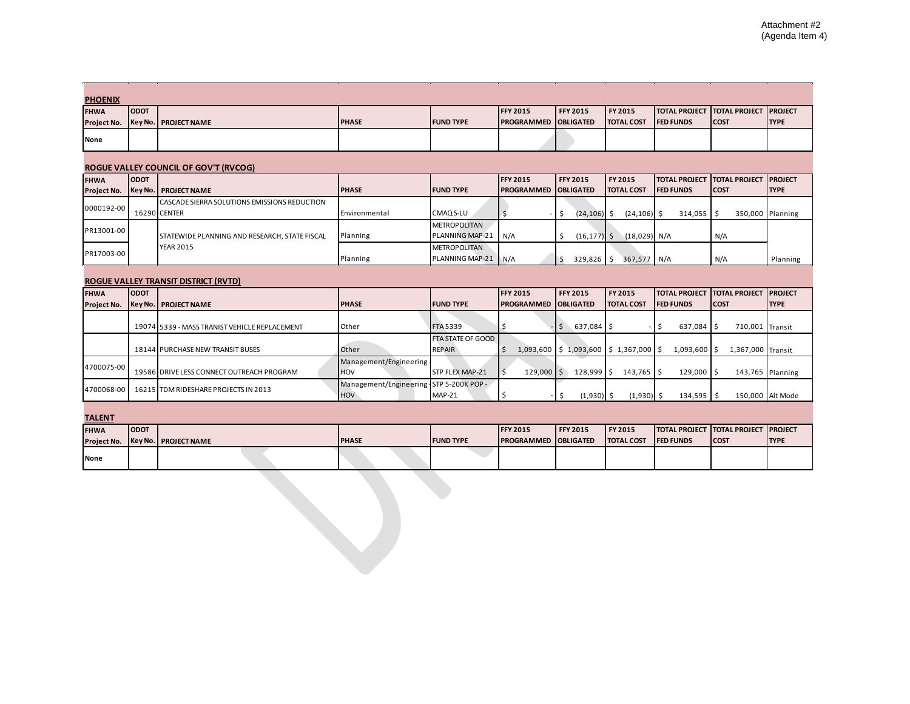Attachment #2
(Agenda Item 4)

**PHOENIX**

| FHWA Project No. | ODOT Key No. | PROJECT NAME | PHASE | FUND TYPE | FFY 2015 PROGRAMMED | FFY 2015 OBLIGATED | FY 2015 TOTAL COST | TOTAL PROJECT FED FUNDS | TOTAL PROJECT COST | PROJECT TYPE |
|---|---|---|---|---|---|---|---|---|---|---|
| None | | | | | | | | | | |

**ROGUE VALLEY COUNCIL OF GOV'T (RVCOG)**

| FHWA Project No. | ODOT Key No. | PROJECT NAME | PHASE | FUND TYPE | FFY 2015 PROGRAMMED | FFY 2015 OBLIGATED | FY 2015 TOTAL COST | TOTAL PROJECT FED FUNDS | TOTAL PROJECT COST | PROJECT TYPE |
|---|---|---|---|---|---|---|---|---|---|---|
| 0000192-00 | 16290 | CASCADE SIERRA SOLUTIONS EMISSIONS REDUCTION CENTER | Environmental | CMAQ S-LU | $ - | $ (24,106) | $ (24,106) | $ 314,055 | $ 350,000 | Planning |
| PR13001-00 | | STATEWIDE PLANNING AND RESEARCH, STATE FISCAL YEAR 2015 | Planning | METROPOLITAN PLANNING MAP-21 | N/A | $ (16,177) | $ (18,029) | N/A | N/A | |
| PR17003-00 | | | Planning | METROPOLITAN PLANNING MAP-21 | N/A | $ 329,826 | $ 367,577 | N/A | N/A | Planning |

**ROGUE VALLEY TRANSIT DISTRICT (RVTD)**

| FHWA Project No. | ODOT Key No. | PROJECT NAME | PHASE | FUND TYPE | FFY 2015 PROGRAMMED | FFY 2015 OBLIGATED | FY 2015 TOTAL COST | TOTAL PROJECT FED FUNDS | TOTAL PROJECT COST | PROJECT TYPE |
|---|---|---|---|---|---|---|---|---|---|---|
| | 19074 | 5339 - MASS TRANIST VEHICLE REPLACEMENT | Other | FTA 5339 | $ - | $ 637,084 | $ - | $ 637,084 | $ 710,001 | Transit |
| | 18144 | PURCHASE NEW TRANSIT BUSES | Other | FTA STATE OF GOOD REPAIR | $ 1,093,600 | $ 1,093,600 | $ 1,367,000 | $ 1,093,600 | $ 1,367,000 | Transit |
| 4700075-00 | 19586 | DRIVE LESS CONNECT OUTREACH PROGRAM | Management/Engineering - HOV | STP FLEX MAP-21 | $ 129,000 | $ 128,999 | $ 143,765 | $ 129,000 | $ 143,765 | Planning |
| 4700068-00 | 16215 | TDM RIDESHARE PROJECTS IN 2013 | Management/Engineering - HOV | STP 5-200K POP - MAP-21 | $ - | $ (1,930) | $ (1,930) | $ 134,595 | $ 150,000 | Alt Mode |

**TALENT**

| FHWA Project No. | ODOT Key No. | PROJECT NAME | PHASE | FUND TYPE | FFY 2015 PROGRAMMED | FFY 2015 OBLIGATED | FY 2015 TOTAL COST | TOTAL PROJECT FED FUNDS | TOTAL PROJECT COST | PROJECT TYPE |
|---|---|---|---|---|---|---|---|---|---|---|
| None | | | | | | | | | | |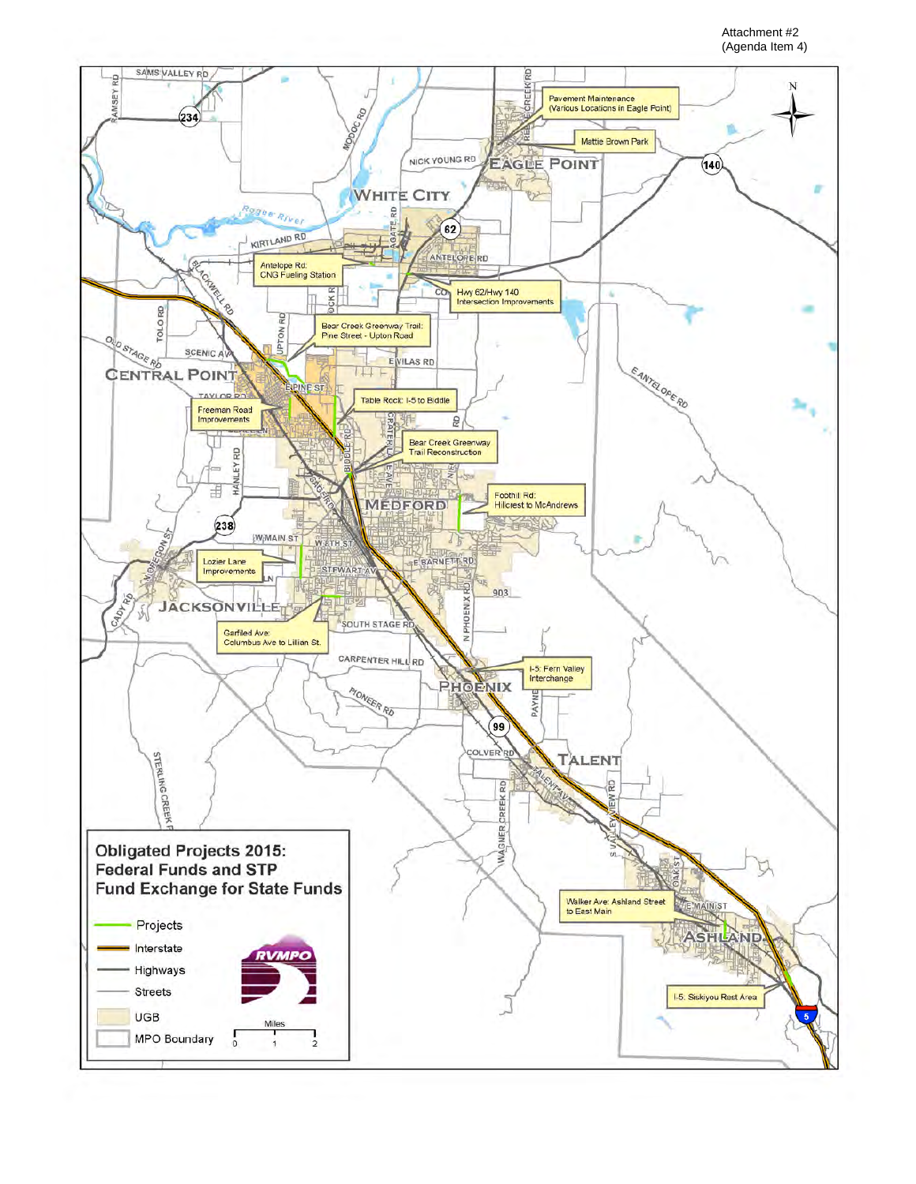Attachment #2
(Agenda Item 4)

# Obligated Projects 2015: Federal Funds and STP Fund Exchange for State Funds

Projects

Interstate

Highways

Streets

UGB

MPO Boundary

RVMPO

Miles

0 1 2

N

Pavement Maintenance (Various Locations in Eagle Point)

Mattie Brown Park

Antelope Rd: CNG Fueling Station

Hwy 62/Hwy 140 Intersection Improvements

Bear Creek Greenway Trail: Pine Street - Upton Road

Table Rock: I-5 to Biddle

Freeman Road Improvements

Bear Creek Greenway Trail Reconstruction

Foothill Rd: Hillcrest to McAndrews

Lozier Lane Improvements

Garfield Ave: Columbus Ave to Lillian St.

I-5: Fern Valley Interchange

Walker Ave: Ashland Street to East Main

I-5: Siskiyou Rest Area

EAGLE POINT

WHITE CITY

CENTRAL POINT

MEDFORD

JACKSONVILLE

PHOENIX

TALENT

ASHLAND

SAMS VALLEY RD

RAMSEY RD

MODOC RD

NICK YOUNG RD

REESE CREEK RD

Rogue River

KIRTLAND RD

AGATE RD

ANTELOPE RD

BLACKWELL RD

TOLO RD

UPTON RD

OLD STAGE RD

SCENIC AVE

E VILAS RD

E ANTELOPE RD

PINE ST

TAYLOR RD

BIDDLE RD

CRATER LAKE AVE

HANLEY RD

SAGE RD

W MAIN ST

W 8TH ST

STEWART AV

E BARNETT RD

N OREGON ST

CADY RD

SOUTH STAGE RD

N PHOENIX RD

CARPENTER HILL RD

PIONEER RD

PAYNE

COLVER RD

TALENT AV

WAGNER CREEK RD

STERLING CREEK RD

S VALLEY VIEW RD

OAK ST

E MAIN ST

234

62

140

238

99

5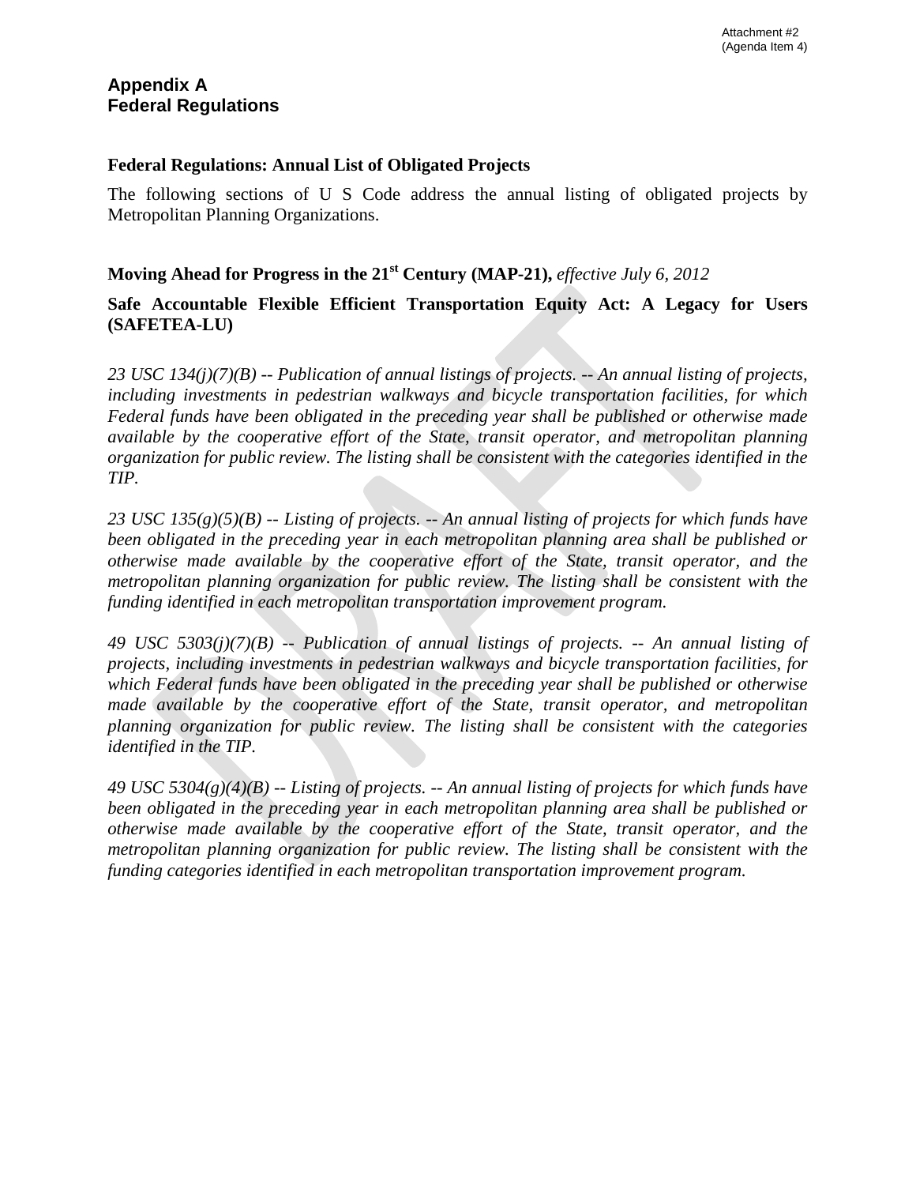Attachment #2
(Agenda Item 4)

# Appendix A
# Federal Regulations

## Federal Regulations: Annual List of Obligated Projects

The following sections of U S Code address the annual listing of obligated projects by Metropolitan Planning Organizations.

**Moving Ahead for Progress in the 21st Century (MAP-21),** *effective July 6, 2012*

**Safe Accountable Flexible Efficient Transportation Equity Act: A Legacy for Users (SAFETEA-LU)**

*23 USC 134(j)(7)(B) -- Publication of annual listings of projects. -- An annual listing of projects, including investments in pedestrian walkways and bicycle transportation facilities, for which Federal funds have been obligated in the preceding year shall be published or otherwise made available by the cooperative effort of the State, transit operator, and metropolitan planning organization for public review. The listing shall be consistent with the categories identified in the TIP.*

*23 USC 135(g)(5)(B) -- Listing of projects. -- An annual listing of projects for which funds have been obligated in the preceding year in each metropolitan planning area shall be published or otherwise made available by the cooperative effort of the State, transit operator, and the metropolitan planning organization for public review. The listing shall be consistent with the funding identified in each metropolitan transportation improvement program.*

*49 USC 5303(j)(7)(B) -- Publication of annual listings of projects. -- An annual listing of projects, including investments in pedestrian walkways and bicycle transportation facilities, for which Federal funds have been obligated in the preceding year shall be published or otherwise made available by the cooperative effort of the State, transit operator, and metropolitan planning organization for public review. The listing shall be consistent with the categories identified in the TIP.*

*49 USC 5304(g)(4)(B) -- Listing of projects. -- An annual listing of projects for which funds have been obligated in the preceding year in each metropolitan planning area shall be published or otherwise made available by the cooperative effort of the State, transit operator, and the metropolitan planning organization for public review. The listing shall be consistent with the funding categories identified in each metropolitan transportation improvement program.*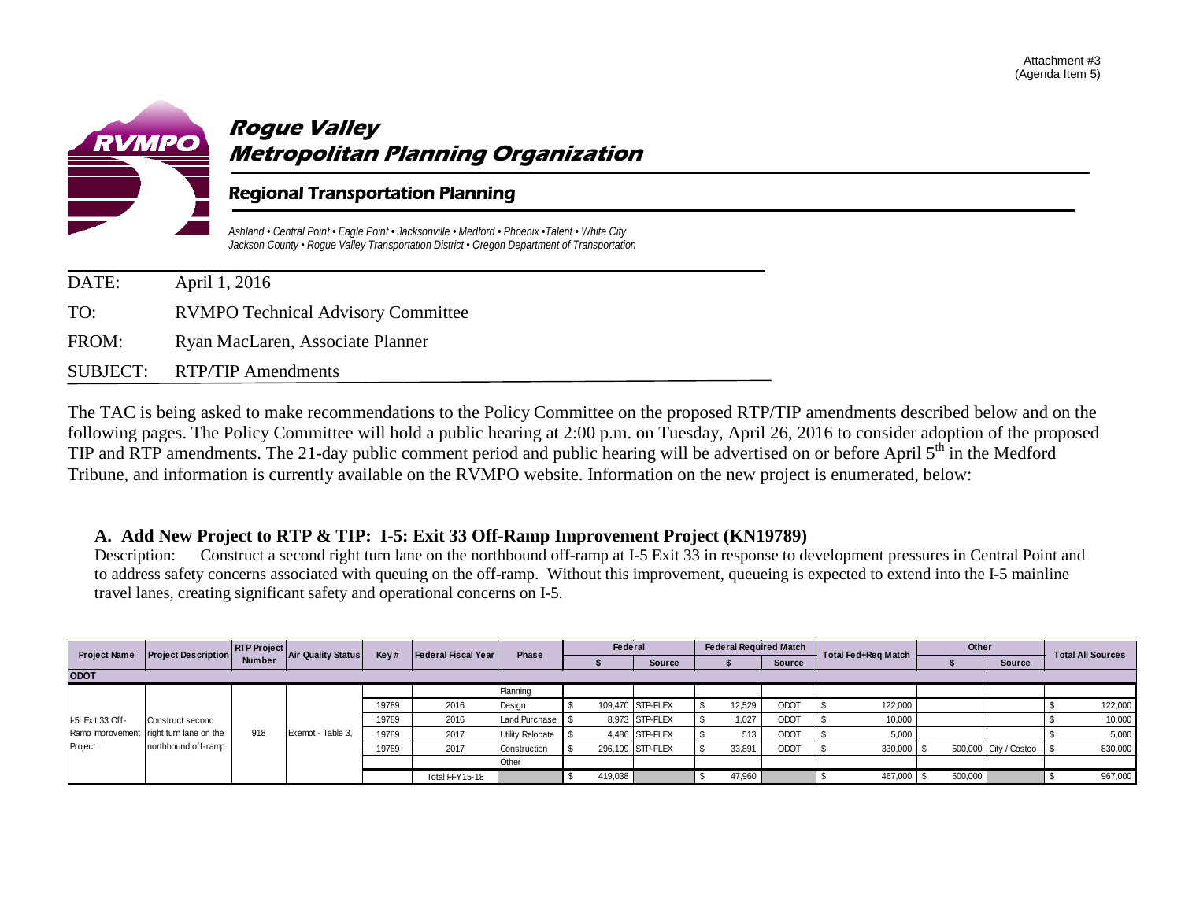Attachment #3
(Agenda Item 5)

# Rogue Valley Metropolitan Planning Organization

## Regional Transportation Planning

*Ashland • Central Point • Eagle Point • Jacksonville • Medford • Phoenix • Talent • White City*
*Jackson County • Rogue Valley Transportation District • Oregon Department of Transportation*

DATE: April 1, 2016

TO: RVMPO Technical Advisory Committee

FROM: Ryan MacLaren, Associate Planner

SUBJECT: RTP/TIP Amendments

The TAC is being asked to make recommendations to the Policy Committee on the proposed RTP/TIP amendments described below and on the following pages. The Policy Committee will hold a public hearing at 2:00 p.m. on Tuesday, April 26, 2016 to consider adoption of the proposed TIP and RTP amendments. The 21-day public comment period and public hearing will be advertised on or before April 5th in the Medford Tribune, and information is currently available on the RVMPO website. Information on the new project is enumerated, below:

### A. Add New Project to RTP & TIP: I-5: Exit 33 Off-Ramp Improvement Project (KN19789)

Description: Construct a second right turn lane on the northbound off-ramp at I-5 Exit 33 in response to development pressures in Central Point and to address safety concerns associated with queuing on the off-ramp. Without this improvement, queueing is expected to extend into the I-5 mainline travel lanes, creating significant safety and operational concerns on I-5.

| Project Name | Project Description | RTP Project Number | Air Quality Status | Key # | Federal Fiscal Year | Phase | Federal | | Federal Required Match | | Total Fed+Req Match | Other | | Total All Sources |
|---|---|---|---|---|---|---|---|---|---|---|---|---|---|---|
| | | | | | | | $ | Source | $ | Source | | $ | Source | |
| **ODOT** | | | | | | | | | | | | | | |
| I-5: Exit 33 Off-Ramp Improvement Project | Construct second right turn lane on the northbound off-ramp | 918 | Exempt - Table 3, | | | Planning | | | | | | | | |
| | | | | 19789 | 2016 | Design | $ 109,470 | STP-FLEX | $ 12,529 | ODOT | $ 122,000 | | | $ 122,000 |
| | | | | 19789 | 2016 | Land Purchase | $ 8,973 | STP-FLEX | $ 1,027 | ODOT | $ 10,000 | | | $ 10,000 |
| | | | | 19789 | 2017 | Utility Relocate | $ 4,486 | STP-FLEX | $ 513 | ODOT | $ 5,000 | | | $ 5,000 |
| | | | | 19789 | 2017 | Construction | $ 296,109 | STP-FLEX | $ 33,891 | ODOT | $ 330,000 | $ 500,000 | City / Costco | $ 830,000 |
| | | | | | | Other | | | | | | | | |
| | | | | | Total FFY15-18 | | $ 419,038 | | $ 47,960 | | $ 467,000 | $ 500,000 | | $ 967,000 |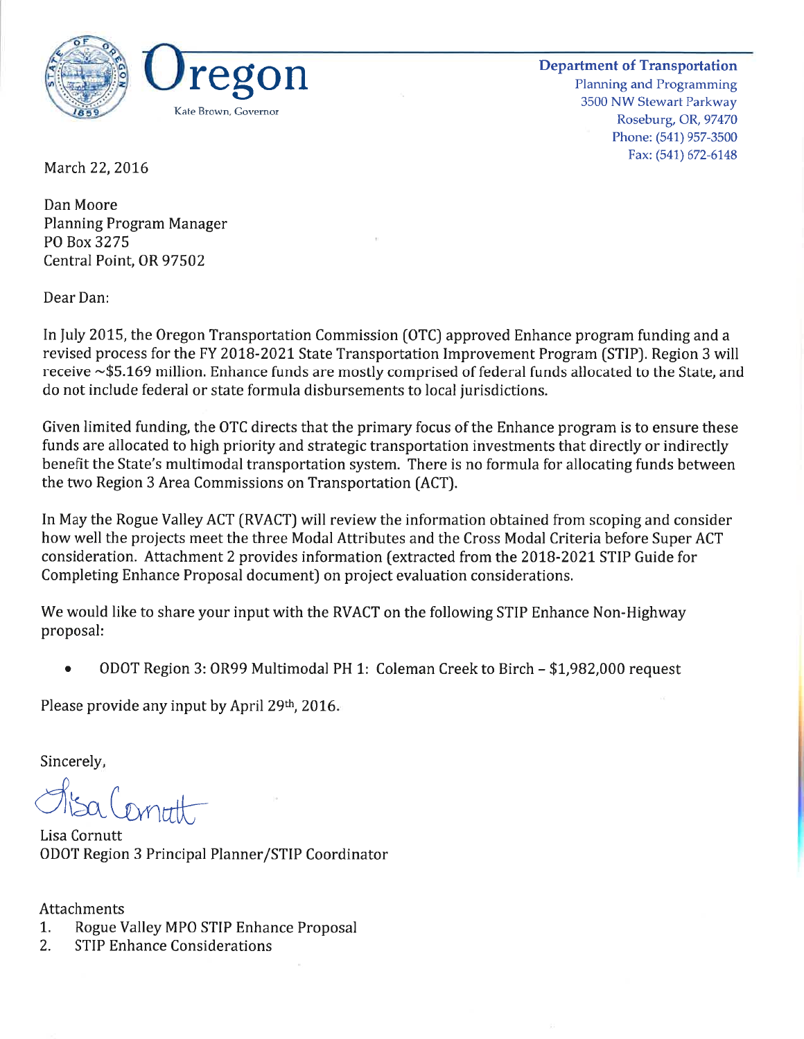Oregon

Kate Brown, Governor

**Department of Transportation**
Planning and Programming
3500 NW Stewart Parkway
Roseburg, OR, 97470
Phone: (541) 957-3500
Fax: (541) 672-6148

March 22, 2016

Dan Moore
Planning Program Manager
PO Box 3275
Central Point, OR 97502

Dear Dan:

In July 2015, the Oregon Transportation Commission (OTC) approved Enhance program funding and a revised process for the FY 2018-2021 State Transportation Improvement Program (STIP). Region 3 will receive ~$5.169 million. Enhance funds are mostly comprised of federal funds allocated to the State, and do not include federal or state formula disbursements to local jurisdictions.

Given limited funding, the OTC directs that the primary focus of the Enhance program is to ensure these funds are allocated to high priority and strategic transportation investments that directly or indirectly benefit the State's multimodal transportation system. There is no formula for allocating funds between the two Region 3 Area Commissions on Transportation (ACT).

In May the Rogue Valley ACT (RVACT) will review the information obtained from scoping and consider how well the projects meet the three Modal Attributes and the Cross Modal Criteria before Super ACT consideration. Attachment 2 provides information (extracted from the 2018-2021 STIP Guide for Completing Enhance Proposal document) on project evaluation considerations.

We would like to share your input with the RVACT on the following STIP Enhance Non-Highway proposal:

- ODOT Region 3: OR99 Multimodal PH 1: Coleman Creek to Birch – $1,982,000 request

Please provide any input by April 29th, 2016.

Sincerely,

Lisa Cornutt

Lisa Cornutt
ODOT Region 3 Principal Planner/STIP Coordinator

Attachments
1. Rogue Valley MPO STIP Enhance Proposal
2. STIP Enhance Considerations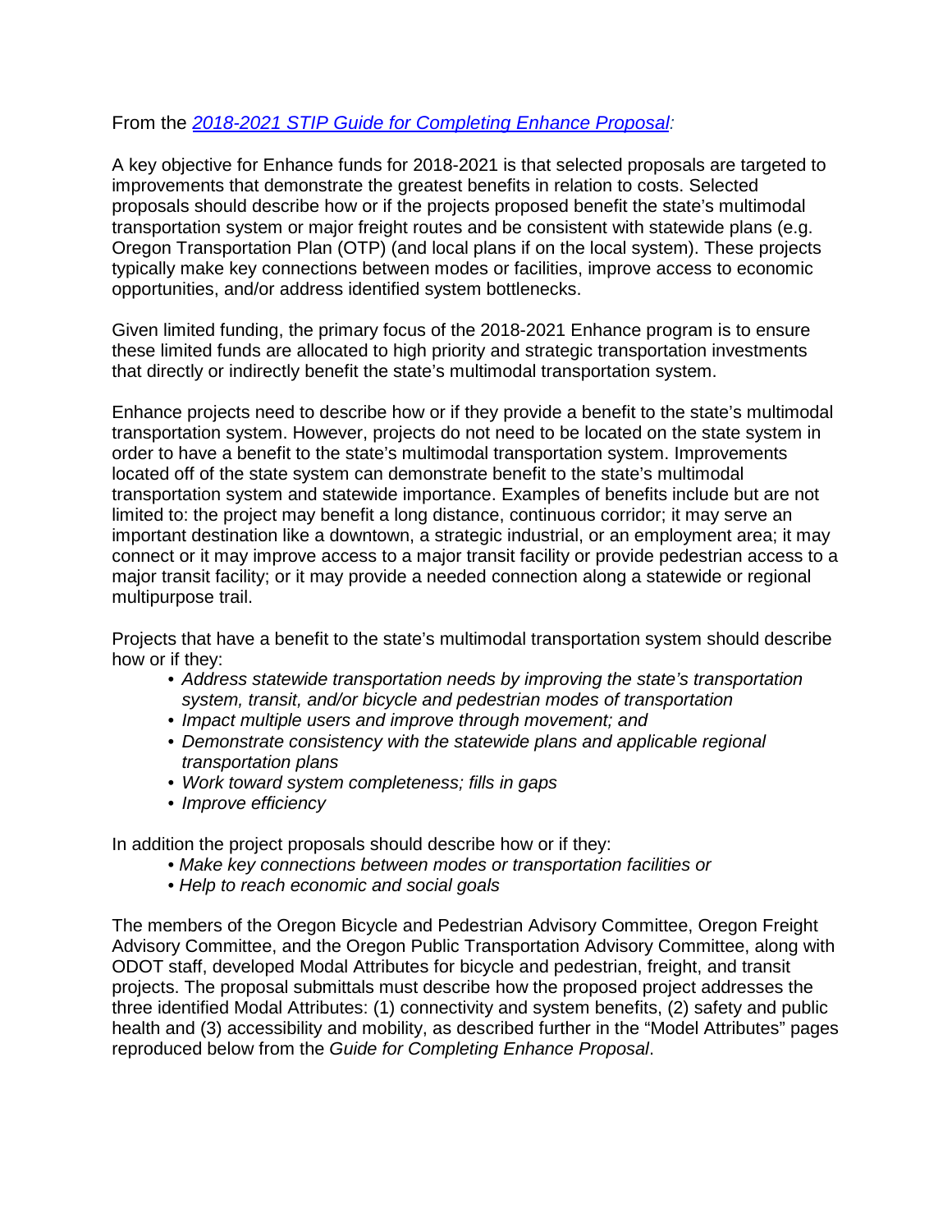From the *2018-2021 STIP Guide for Completing Enhance Proposal:*

A key objective for Enhance funds for 2018-2021 is that selected proposals are targeted to improvements that demonstrate the greatest benefits in relation to costs. Selected proposals should describe how or if the projects proposed benefit the state's multimodal transportation system or major freight routes and be consistent with statewide plans (e.g. Oregon Transportation Plan (OTP) (and local plans if on the local system). These projects typically make key connections between modes or facilities, improve access to economic opportunities, and/or address identified system bottlenecks.

Given limited funding, the primary focus of the 2018-2021 Enhance program is to ensure these limited funds are allocated to high priority and strategic transportation investments that directly or indirectly benefit the state's multimodal transportation system.

Enhance projects need to describe how or if they provide a benefit to the state's multimodal transportation system. However, projects do not need to be located on the state system in order to have a benefit to the state's multimodal transportation system. Improvements located off of the state system can demonstrate benefit to the state's multimodal transportation system and statewide importance. Examples of benefits include but are not limited to: the project may benefit a long distance, continuous corridor; it may serve an important destination like a downtown, a strategic industrial, or an employment area; it may connect or it may improve access to a major transit facility or provide pedestrian access to a major transit facility; or it may provide a needed connection along a statewide or regional multipurpose trail.

Projects that have a benefit to the state's multimodal transportation system should describe how or if they:

- *Address statewide transportation needs by improving the state's transportation system, transit, and/or bicycle and pedestrian modes of transportation*
- *Impact multiple users and improve through movement; and*
- *Demonstrate consistency with the statewide plans and applicable regional transportation plans*
- *Work toward system completeness; fills in gaps*
- *Improve efficiency*

In addition the project proposals should describe how or if they:

- *Make key connections between modes or transportation facilities or*
- *Help to reach economic and social goals*

The members of the Oregon Bicycle and Pedestrian Advisory Committee, Oregon Freight Advisory Committee, and the Oregon Public Transportation Advisory Committee, along with ODOT staff, developed Modal Attributes for bicycle and pedestrian, freight, and transit projects. The proposal submittals must describe how the proposed project addresses the three identified Modal Attributes: (1) connectivity and system benefits, (2) safety and public health and (3) accessibility and mobility, as described further in the "Model Attributes" pages reproduced below from the *Guide for Completing Enhance Proposal*.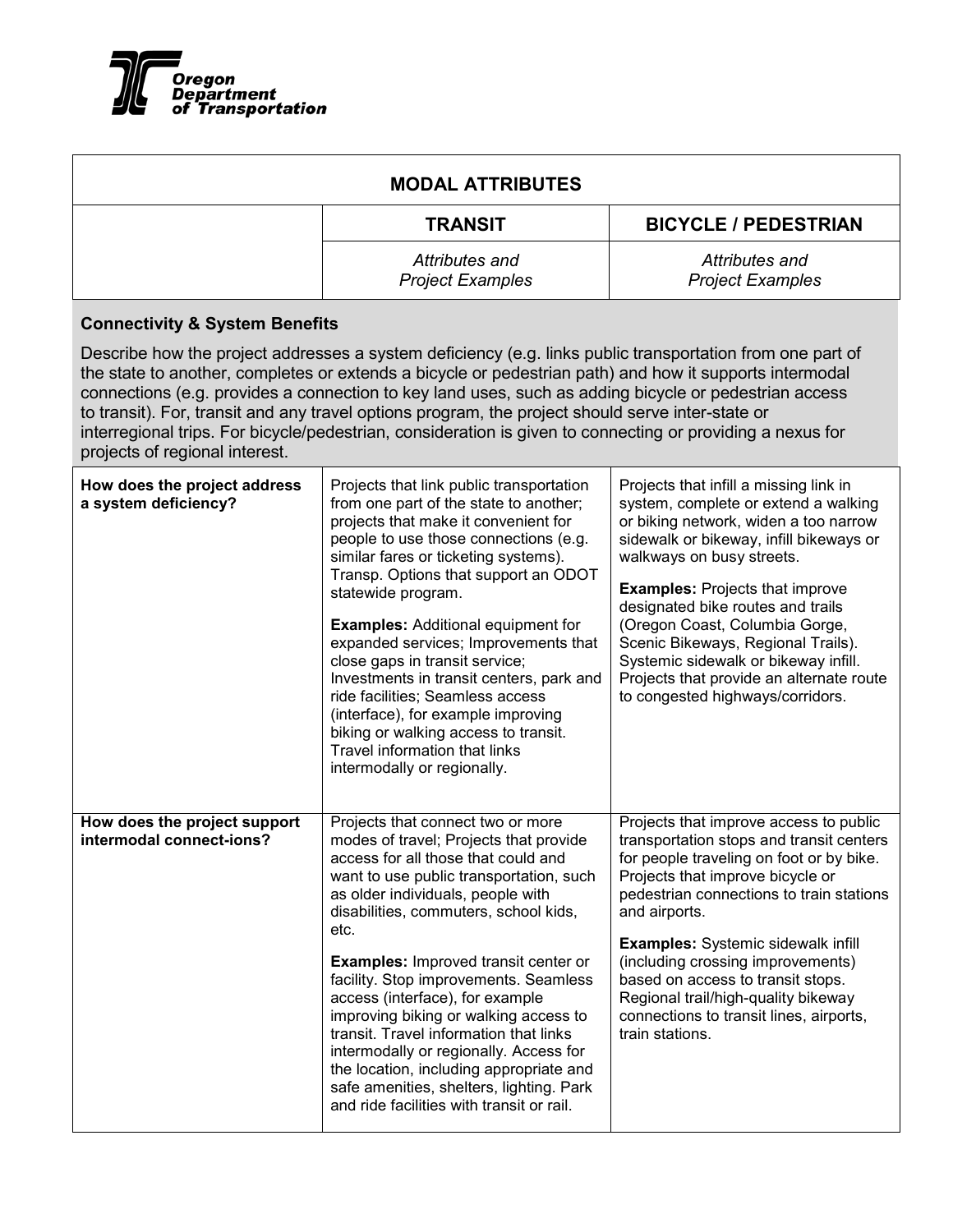Oregon Department of Transportation

| MODAL ATTRIBUTES | | |
|---|---|---|
| | **TRANSIT** | **BICYCLE / PEDESTRIAN** |
| | *Attributes and Project Examples* | *Attributes and Project Examples* |

**Connectivity & System Benefits**

Describe how the project addresses a system deficiency (e.g. links public transportation from one part of the state to another, completes or extends a bicycle or pedestrian path) and how it supports intermodal connections (e.g. provides a connection to key land uses, such as adding bicycle or pedestrian access to transit). For, transit and any travel options program, the project should serve inter-state or interregional trips. For bicycle/pedestrian, consideration is given to connecting or providing a nexus for projects of regional interest.

| | | |
|---|---|---|
| **How does the project address a system deficiency?** | Projects that link public transportation from one part of the state to another; projects that make it convenient for people to use those connections (e.g. similar fares or ticketing systems). Transp. Options that support an ODOT statewide program.<br><br>**Examples:** Additional equipment for expanded services; Improvements that close gaps in transit service; Investments in transit centers, park and ride facilities; Seamless access (interface), for example improving biking or walking access to transit. Travel information that links intermodally or regionally. | Projects that infill a missing link in system, complete or extend a walking or biking network, widen a too narrow sidewalk or bikeway, infill bikeways or walkways on busy streets.<br><br>**Examples:** Projects that improve designated bike routes and trails (Oregon Coast, Columbia Gorge, Scenic Bikeways, Regional Trails). Systemic sidewalk or bikeway infill. Projects that provide an alternate route to congested highways/corridors. |
| **How does the project support intermodal connect-ions?** | Projects that connect two or more modes of travel; Projects that provide access for all those that could and want to use public transportation, such as older individuals, people with disabilities, commuters, school kids, etc.<br><br>**Examples:** Improved transit center or facility. Stop improvements. Seamless access (interface), for example improving biking or walking access to transit. Travel information that links intermodally or regionally. Access for the location, including appropriate and safe amenities, shelters, lighting. Park and ride facilities with transit or rail. | Projects that improve access to public transportation stops and transit centers for people traveling on foot or by bike. Projects that improve bicycle or pedestrian connections to train stations and airports.<br><br>**Examples:** Systemic sidewalk infill (including crossing improvements) based on access to transit stops. Regional trail/high-quality bikeway connections to transit lines, airports, train stations. |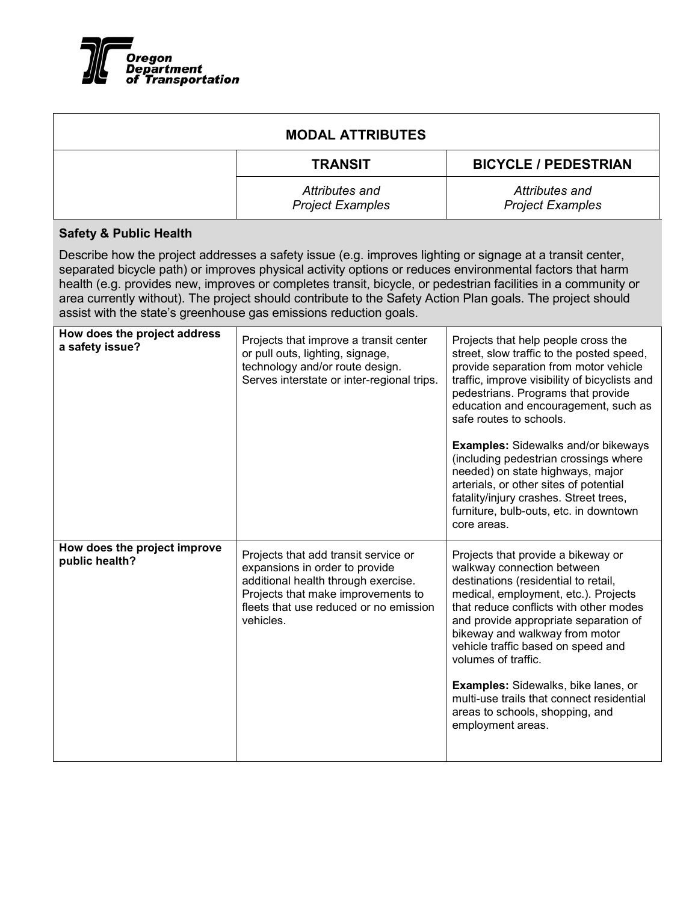| MODAL ATTRIBUTES | | |
|---|---|---|
| | **TRANSIT** | **BICYCLE / PEDESTRIAN** |
| | *Attributes and Project Examples* | *Attributes and Project Examples* |

**Safety & Public Health**

Describe how the project addresses a safety issue (e.g. improves lighting or signage at a transit center, separated bicycle path) or improves physical activity options or reduces environmental factors that harm health (e.g. provides new, improves or completes transit, bicycle, or pedestrian facilities in a community or area currently without). The project should contribute to the Safety Action Plan goals. The project should assist with the state's greenhouse gas emissions reduction goals.

| | | |
|---|---|---|
| **How does the project address a safety issue?** | Projects that improve a transit center or pull outs, lighting, signage, technology and/or route design. Serves interstate or inter-regional trips. | Projects that help people cross the street, slow traffic to the posted speed, provide separation from motor vehicle traffic, improve visibility of bicyclists and pedestrians. Programs that provide education and encouragement, such as safe routes to schools.<br><br>**Examples:** Sidewalks and/or bikeways (including pedestrian crossings where needed) on state highways, major arterials, or other sites of potential fatality/injury crashes. Street trees, furniture, bulb-outs, etc. in downtown core areas. |
| **How does the project improve public health?** | Projects that add transit service or expansions in order to provide additional health through exercise. Projects that make improvements to fleets that use reduced or no emission vehicles. | Projects that provide a bikeway or walkway connection between destinations (residential to retail, medical, employment, etc.). Projects that reduce conflicts with other modes and provide appropriate separation of bikeway and walkway from motor vehicle traffic based on speed and volumes of traffic.<br><br>**Examples:** Sidewalks, bike lanes, or multi-use trails that connect residential areas to schools, shopping, and employment areas. |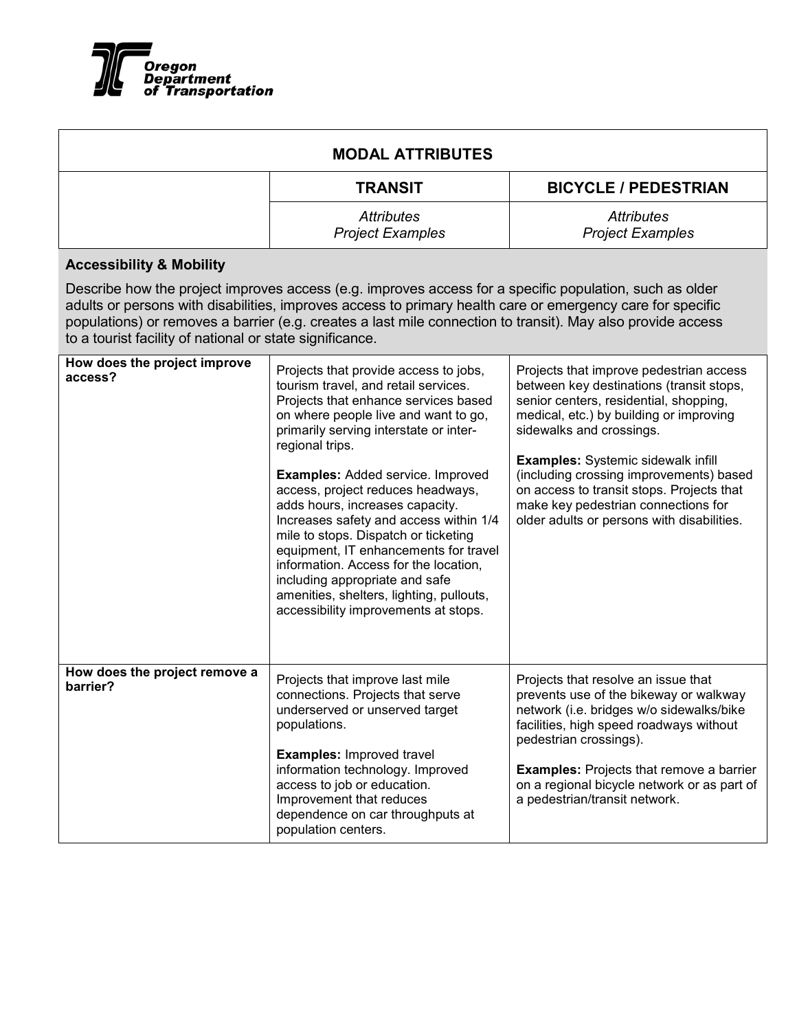Oregon Department of Transportation

| MODAL ATTRIBUTES | | |
|---|---|---|
| | **TRANSIT** | **BICYCLE / PEDESTRIAN** |
| | *Attributes*<br>*Project Examples* | *Attributes*<br>*Project Examples* |

**Accessibility & Mobility**

Describe how the project improves access (e.g. improves access for a specific population, such as older adults or persons with disabilities, improves access to primary health care or emergency care for specific populations) or removes a barrier (e.g. creates a last mile connection to transit). May also provide access to a tourist facility of national or state significance.

| | | |
|---|---|---|
| **How does the project improve access?** | Projects that provide access to jobs, tourism travel, and retail services. Projects that enhance services based on where people live and want to go, primarily serving interstate or inter-regional trips.<br><br>**Examples:** Added service. Improved access, project reduces headways, adds hours, increases capacity. Increases safety and access within 1/4 mile to stops. Dispatch or ticketing equipment, IT enhancements for travel information. Access for the location, including appropriate and safe amenities, shelters, lighting, pullouts, accessibility improvements at stops. | Projects that improve pedestrian access between key destinations (transit stops, senior centers, residential, shopping, medical, etc.) by building or improving sidewalks and crossings.<br><br>**Examples:** Systemic sidewalk infill (including crossing improvements) based on access to transit stops. Projects that make key pedestrian connections for older adults or persons with disabilities. |
| **How does the project remove a barrier?** | Projects that improve last mile connections. Projects that serve underserved or unserved target populations.<br><br>**Examples:** Improved travel information technology. Improved access to job or education. Improvement that reduces dependence on car throughputs at population centers. | Projects that resolve an issue that prevents use of the bikeway or walkway network (i.e. bridges w/o sidewalks/bike facilities, high speed roadways without pedestrian crossings).<br><br>**Examples:** Projects that remove a barrier on a regional bicycle network or as part of a pedestrian/transit network. |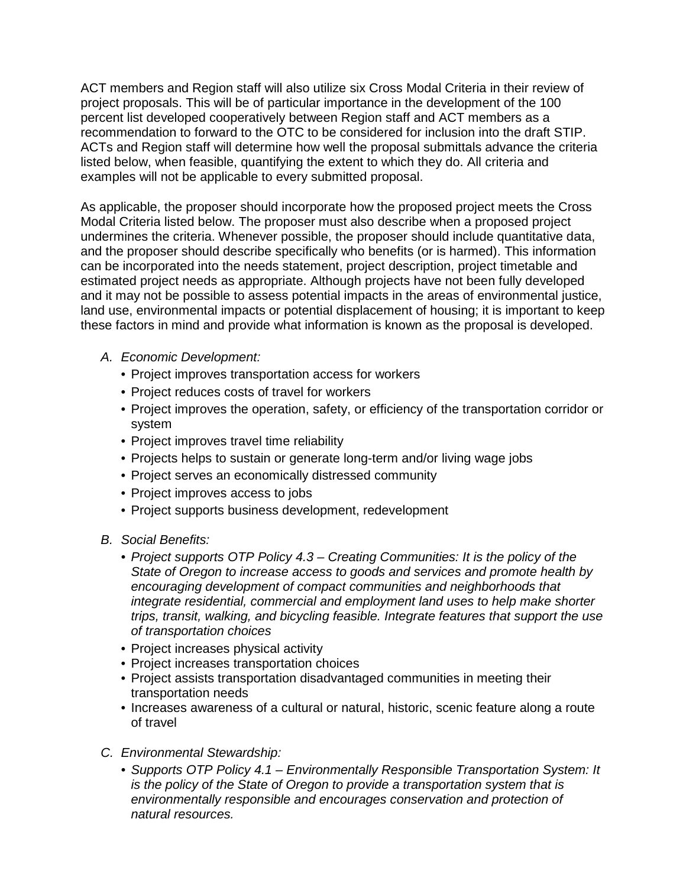ACT members and Region staff will also utilize six Cross Modal Criteria in their review of project proposals. This will be of particular importance in the development of the 100 percent list developed cooperatively between Region staff and ACT members as a recommendation to forward to the OTC to be considered for inclusion into the draft STIP. ACTs and Region staff will determine how well the proposal submittals advance the criteria listed below, when feasible, quantifying the extent to which they do. All criteria and examples will not be applicable to every submitted proposal.

As applicable, the proposer should incorporate how the proposed project meets the Cross Modal Criteria listed below. The proposer must also describe when a proposed project undermines the criteria. Whenever possible, the proposer should include quantitative data, and the proposer should describe specifically who benefits (or is harmed). This information can be incorporated into the needs statement, project description, project timetable and estimated project needs as appropriate. Although projects have not been fully developed and it may not be possible to assess potential impacts in the areas of environmental justice, land use, environmental impacts or potential displacement of housing; it is important to keep these factors in mind and provide what information is known as the proposal is developed.

A. *Economic Development:*
   - Project improves transportation access for workers
   - Project reduces costs of travel for workers
   - Project improves the operation, safety, or efficiency of the transportation corridor or system
   - Project improves travel time reliability
   - Projects helps to sustain or generate long-term and/or living wage jobs
   - Project serves an economically distressed community
   - Project improves access to jobs
   - Project supports business development, redevelopment

B. *Social Benefits:*
   - *Project supports OTP Policy 4.3 – Creating Communities: It is the policy of the State of Oregon to increase access to goods and services and promote health by encouraging development of compact communities and neighborhoods that integrate residential, commercial and employment land uses to help make shorter trips, transit, walking, and bicycling feasible. Integrate features that support the use of transportation choices*
   - Project increases physical activity
   - Project increases transportation choices
   - Project assists transportation disadvantaged communities in meeting their transportation needs
   - Increases awareness of a cultural or natural, historic, scenic feature along a route of travel

C. *Environmental Stewardship:*
   - *Supports OTP Policy 4.1 – Environmentally Responsible Transportation System: It is the policy of the State of Oregon to provide a transportation system that is environmentally responsible and encourages conservation and protection of natural resources.*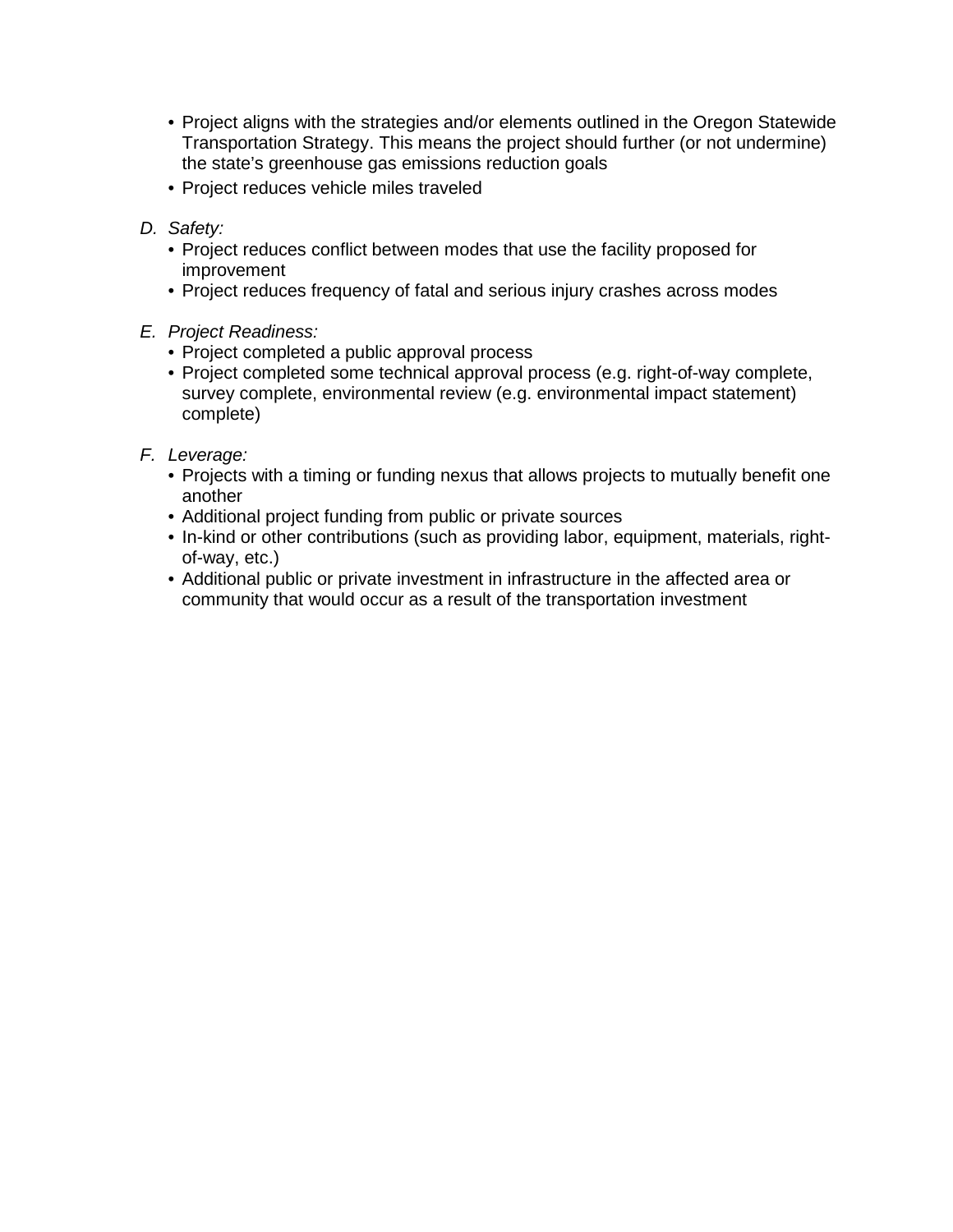- Project aligns with the strategies and/or elements outlined in the Oregon Statewide Transportation Strategy. This means the project should further (or not undermine) the state's greenhouse gas emissions reduction goals
- Project reduces vehicle miles traveled

D. *Safety:*
- Project reduces conflict between modes that use the facility proposed for improvement
- Project reduces frequency of fatal and serious injury crashes across modes

E. *Project Readiness:*
- Project completed a public approval process
- Project completed some technical approval process (e.g. right-of-way complete, survey complete, environmental review (e.g. environmental impact statement) complete)

F. *Leverage:*
- Projects with a timing or funding nexus that allows projects to mutually benefit one another
- Additional project funding from public or private sources
- In-kind or other contributions (such as providing labor, equipment, materials, right-of-way, etc.)
- Additional public or private investment in infrastructure in the affected area or community that would occur as a result of the transportation investment